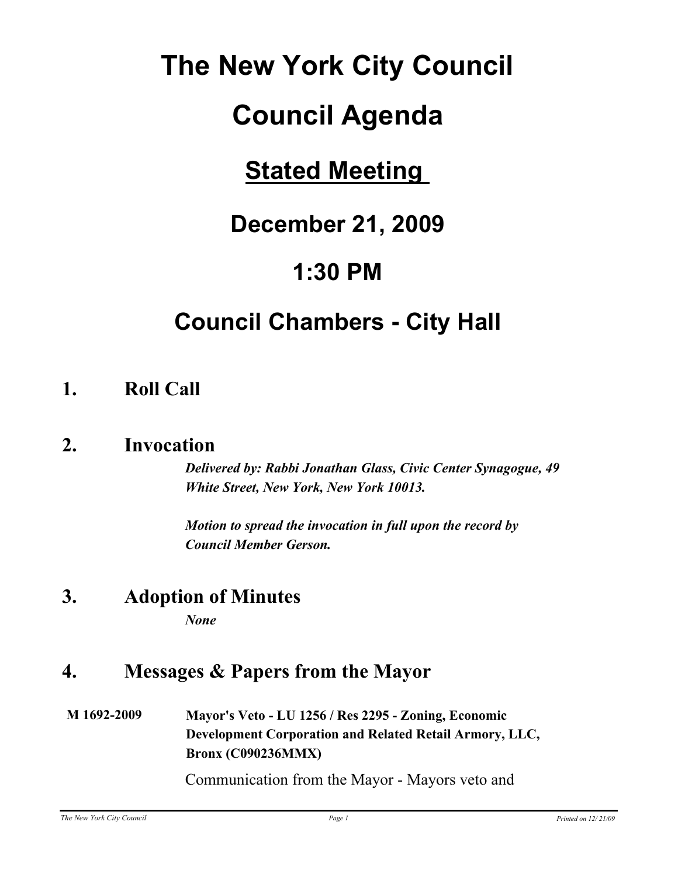# The New York City Council

# Council Agenda

## Stated Meeting

## December 21, 2009

## 1:30 PM

## Council Chambers - City Hall

### 1. Roll Call

### 2. Invocation

*Delivered by: Rabbi Jonathan Glass, Civic Center Synagogue, 49 White Street, New York, New York 10013.*

*Motion to spread the invocation in full upon the record by Council Member Gerson.*

### 3. Adoption of Minutes

*None*

### 4. Messages & Papers from the Mayor

**M 1692-2009** **Mayor's Veto - LU 1256 / Res 2295 - Zoning, Economic Development Corporation and Related Retail Armory, LLC, Bronx (C090236MMX)**

Communication from the Mayor - Mayors veto and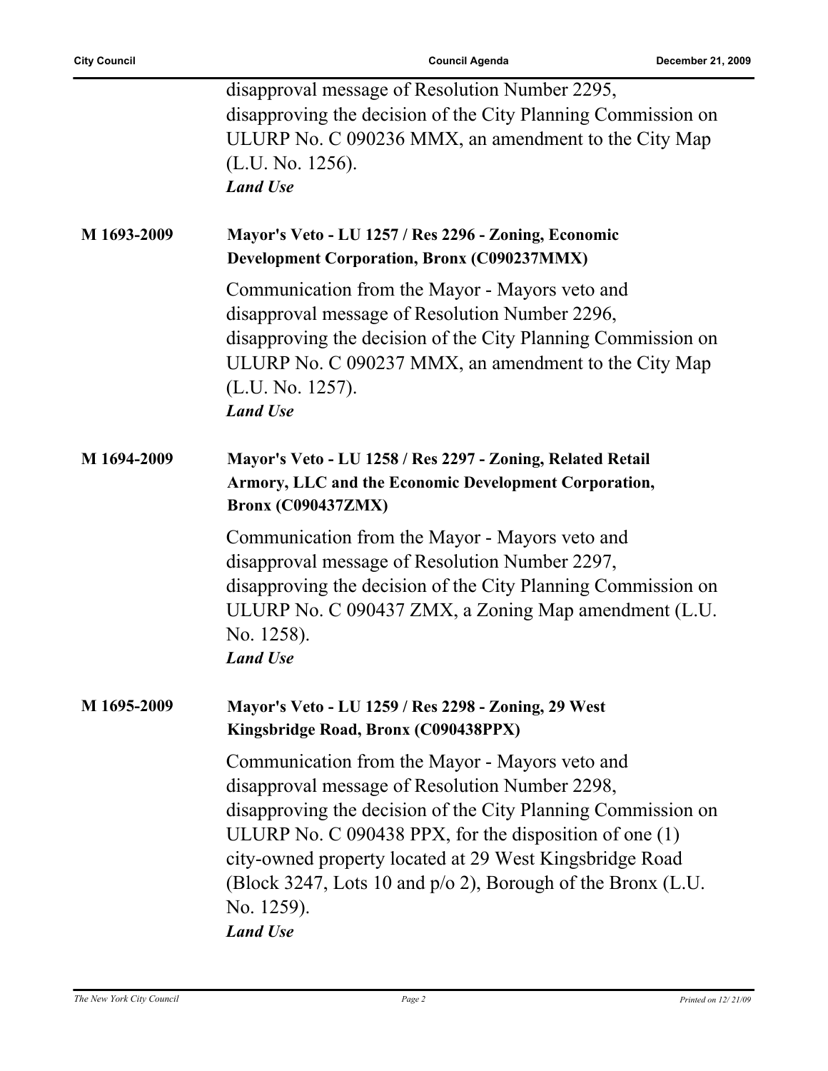disapproval message of Resolution Number 2295, disapproving the decision of the City Planning Commission on ULURP No. C 090236 MMX, an amendment to the City Map (L.U. No. 1256).

***Land Use***

**M 1693-2009** **Mayor's Veto - LU 1257 / Res 2296 - Zoning, Economic Development Corporation, Bronx (C090237MMX)**

Communication from the Mayor - Mayors veto and disapproval message of Resolution Number 2296, disapproving the decision of the City Planning Commission on ULURP No. C 090237 MMX, an amendment to the City Map (L.U. No. 1257).

***Land Use***

**M 1694-2009** **Mayor's Veto - LU 1258 / Res 2297 - Zoning, Related Retail Armory, LLC and the Economic Development Corporation, Bronx (C090437ZMX)**

Communication from the Mayor - Mayors veto and disapproval message of Resolution Number 2297, disapproving the decision of the City Planning Commission on ULURP No. C 090437 ZMX, a Zoning Map amendment (L.U. No. 1258).

***Land Use***

**M 1695-2009** **Mayor's Veto - LU 1259 / Res 2298 - Zoning, 29 West Kingsbridge Road, Bronx (C090438PPX)**

Communication from the Mayor - Mayors veto and disapproval message of Resolution Number 2298, disapproving the decision of the City Planning Commission on ULURP No. C 090438 PPX, for the disposition of one (1) city-owned property located at 29 West Kingsbridge Road (Block 3247, Lots 10 and p/o 2), Borough of the Bronx (L.U. No. 1259).

***Land Use***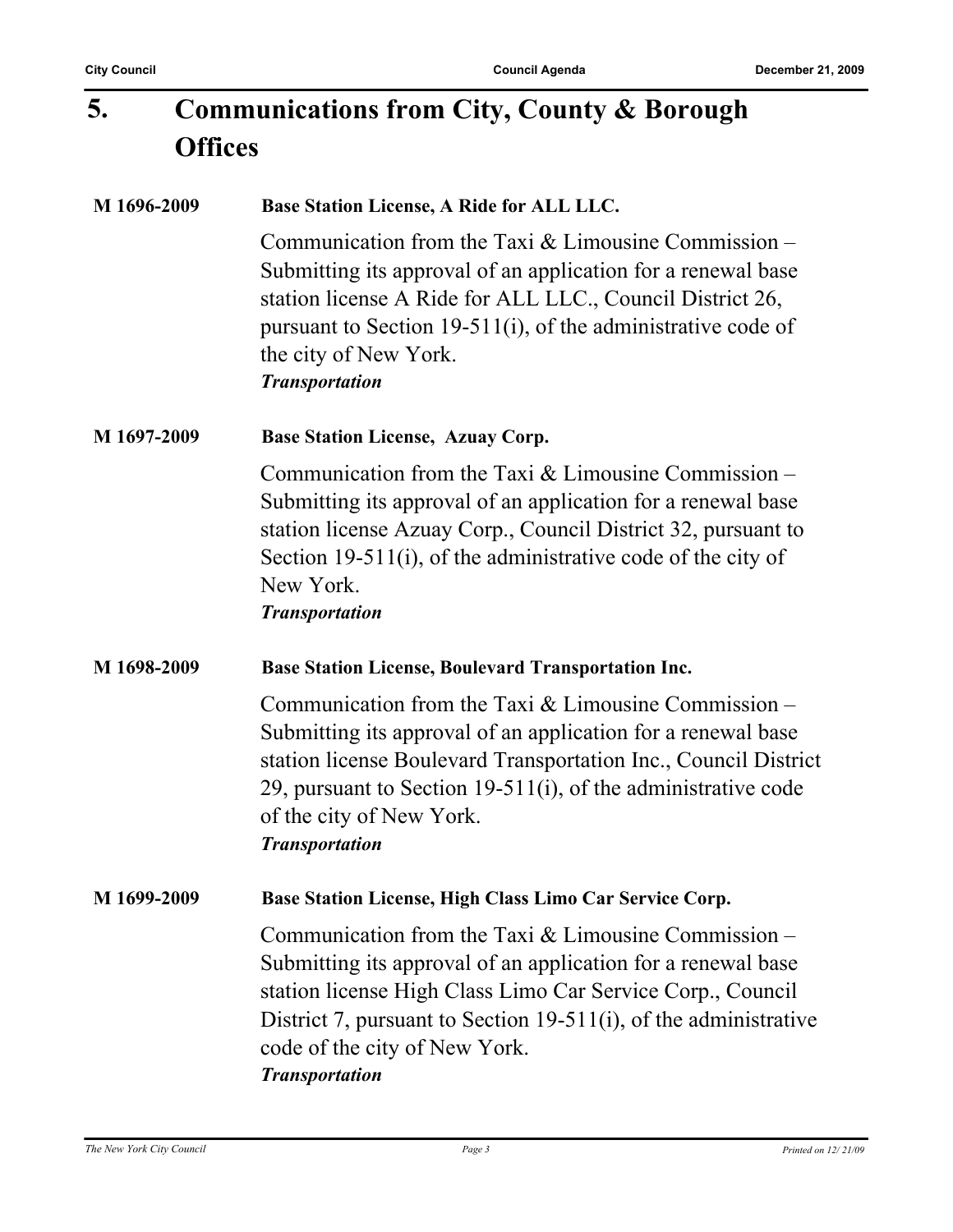## 5. Communications from City, County & Borough Offices

**M 1696-2009** **Base Station License, A Ride for ALL LLC.**

Communication from the Taxi & Limousine Commission – Submitting its approval of an application for a renewal base station license A Ride for ALL LLC., Council District 26, pursuant to Section 19-511(i), of the administrative code of the city of New York.

***Transportation***

**M 1697-2009** **Base Station License, Azuay Corp.**

Communication from the Taxi & Limousine Commission – Submitting its approval of an application for a renewal base station license Azuay Corp., Council District 32, pursuant to Section 19-511(i), of the administrative code of the city of New York.

***Transportation***

**M 1698-2009** **Base Station License, Boulevard Transportation Inc.**

Communication from the Taxi & Limousine Commission – Submitting its approval of an application for a renewal base station license Boulevard Transportation Inc., Council District 29, pursuant to Section 19-511(i), of the administrative code of the city of New York.

***Transportation***

**M 1699-2009** **Base Station License, High Class Limo Car Service Corp.**

Communication from the Taxi & Limousine Commission – Submitting its approval of an application for a renewal base station license High Class Limo Car Service Corp., Council District 7, pursuant to Section 19-511(i), of the administrative code of the city of New York.

***Transportation***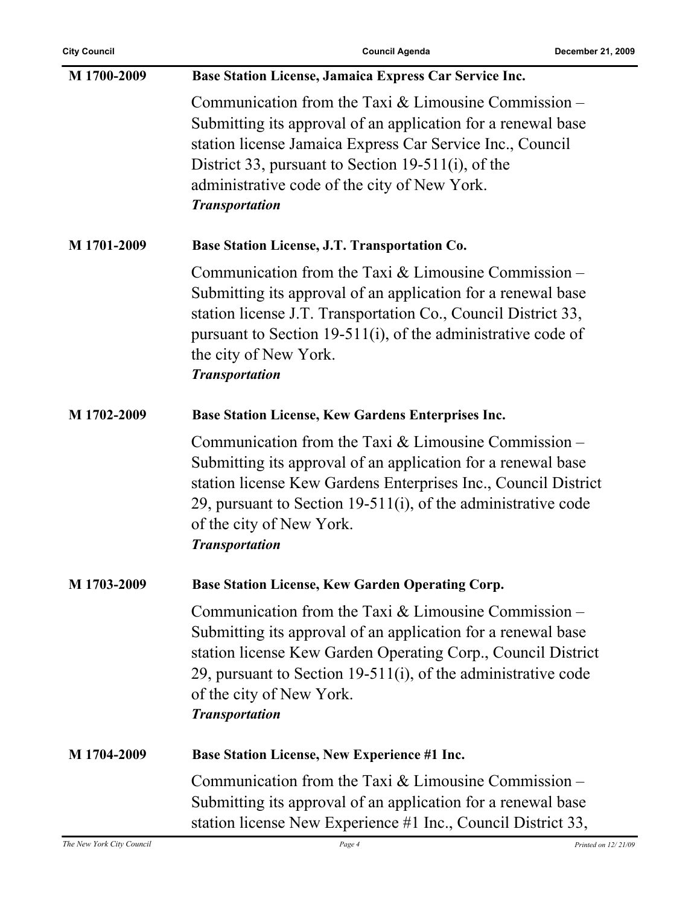**M 1700-2009** **Base Station License, Jamaica Express Car Service Inc.**

Communication from the Taxi & Limousine Commission – Submitting its approval of an application for a renewal base station license Jamaica Express Car Service Inc., Council District 33, pursuant to Section 19-511(i), of the administrative code of the city of New York.

***Transportation***

**M 1701-2009** **Base Station License, J.T. Transportation Co.**

Communication from the Taxi & Limousine Commission – Submitting its approval of an application for a renewal base station license J.T. Transportation Co., Council District 33, pursuant to Section 19-511(i), of the administrative code of the city of New York.

***Transportation***

**M 1702-2009** **Base Station License, Kew Gardens Enterprises Inc.**

Communication from the Taxi & Limousine Commission – Submitting its approval of an application for a renewal base station license Kew Gardens Enterprises Inc., Council District 29, pursuant to Section 19-511(i), of the administrative code of the city of New York.

***Transportation***

**M 1703-2009** **Base Station License, Kew Garden Operating Corp.**

Communication from the Taxi & Limousine Commission – Submitting its approval of an application for a renewal base station license Kew Garden Operating Corp., Council District 29, pursuant to Section 19-511(i), of the administrative code of the city of New York.

***Transportation***

**M 1704-2009** **Base Station License, New Experience #1 Inc.**

Communication from the Taxi & Limousine Commission – Submitting its approval of an application for a renewal base station license New Experience #1 Inc., Council District 33,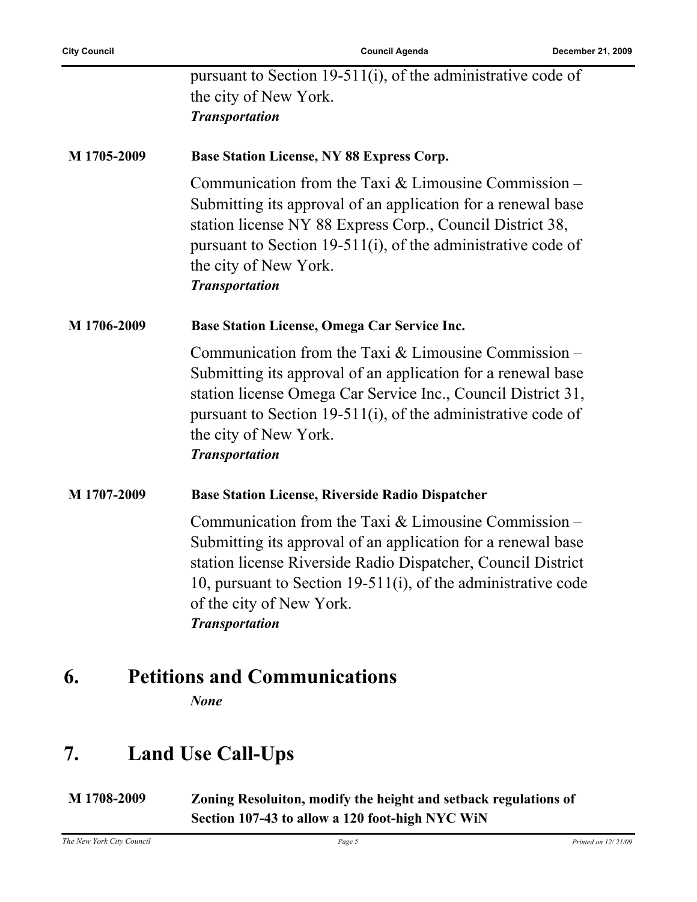pursuant to Section 19-511(i), of the administrative code of the city of New York.
***Transportation***

**M 1705-2009** **Base Station License, NY 88 Express Corp.**

Communication from the Taxi & Limousine Commission – Submitting its approval of an application for a renewal base station license NY 88 Express Corp., Council District 38, pursuant to Section 19-511(i), of the administrative code of the city of New York.
***Transportation***

**M 1706-2009** **Base Station License, Omega Car Service Inc.**

Communication from the Taxi & Limousine Commission – Submitting its approval of an application for a renewal base station license Omega Car Service Inc., Council District 31, pursuant to Section 19-511(i), of the administrative code of the city of New York.
***Transportation***

**M 1707-2009** **Base Station License, Riverside Radio Dispatcher**

Communication from the Taxi & Limousine Commission – Submitting its approval of an application for a renewal base station license Riverside Radio Dispatcher, Council District 10, pursuant to Section 19-511(i), of the administrative code of the city of New York.
***Transportation***

# 6. Petitions and Communications

***None***

# 7. Land Use Call-Ups

**M 1708-2009** **Zoning Resoluiton, modify the height and setback regulations of Section 107-43 to allow a 120 foot-high NYC WiN**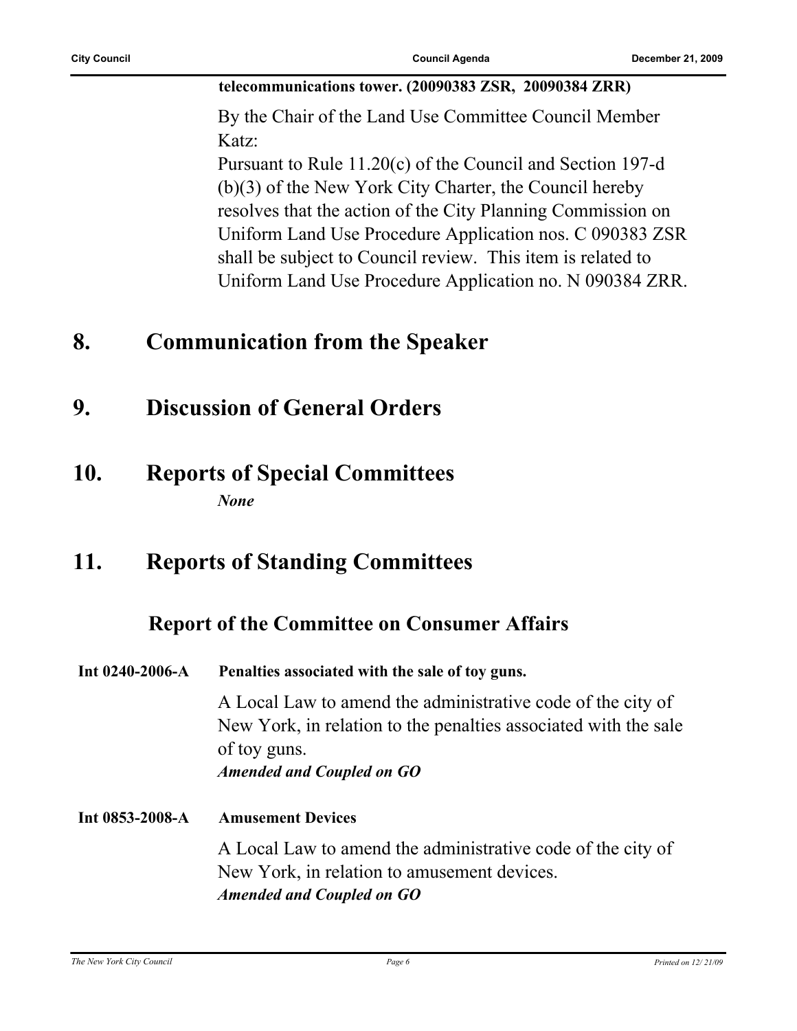**telecommunications tower. (20090383 ZSR, 20090384 ZRR)**

By the Chair of the Land Use Committee Council Member Katz:

Pursuant to Rule 11.20(c) of the Council and Section 197-d (b)(3) of the New York City Charter, the Council hereby resolves that the action of the City Planning Commission on Uniform Land Use Procedure Application nos. C 090383 ZSR shall be subject to Council review. This item is related to Uniform Land Use Procedure Application no. N 090384 ZRR.

# 8. Communication from the Speaker

# 9. Discussion of General Orders

# 10. Reports of Special Committees

*None*

# 11. Reports of Standing Committees

## Report of the Committee on Consumer Affairs

**Int 0240-2006-A** **Penalties associated with the sale of toy guns.**

A Local Law to amend the administrative code of the city of New York, in relation to the penalties associated with the sale of toy guns.

***Amended and Coupled on GO***

**Int 0853-2008-A** **Amusement Devices**

A Local Law to amend the administrative code of the city of New York, in relation to amusement devices.

***Amended and Coupled on GO***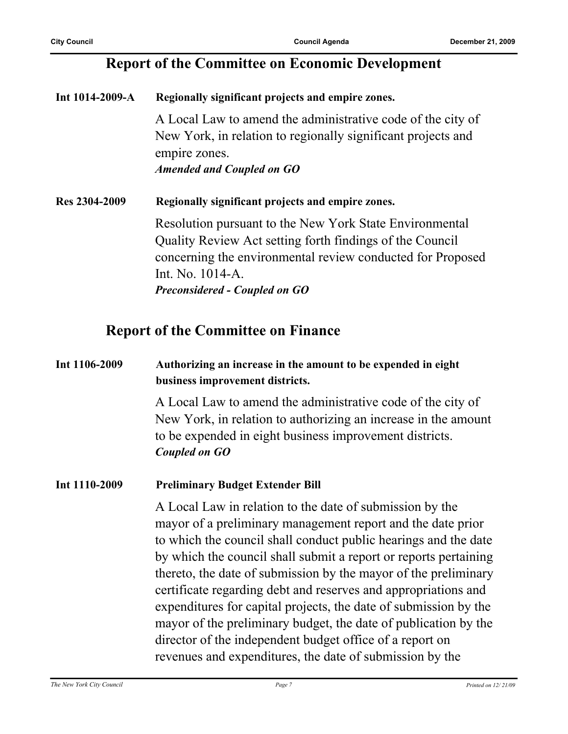## Report of the Committee on Economic Development

**Int 1014-2009-A** **Regionally significant projects and empire zones.**

A Local Law to amend the administrative code of the city of New York, in relation to regionally significant projects and empire zones.

***Amended and Coupled on GO***

**Res 2304-2009** **Regionally significant projects and empire zones.**

Resolution pursuant to the New York State Environmental Quality Review Act setting forth findings of the Council concerning the environmental review conducted for Proposed Int. No. 1014-A.

***Preconsidered - Coupled on GO***

## Report of the Committee on Finance

**Int 1106-2009** **Authorizing an increase in the amount to be expended in eight business improvement districts.**

A Local Law to amend the administrative code of the city of New York, in relation to authorizing an increase in the amount to be expended in eight business improvement districts.

***Coupled on GO***

**Int 1110-2009** **Preliminary Budget Extender Bill**

A Local Law in relation to the date of submission by the mayor of a preliminary management report and the date prior to which the council shall conduct public hearings and the date by which the council shall submit a report or reports pertaining thereto, the date of submission by the mayor of the preliminary certificate regarding debt and reserves and appropriations and expenditures for capital projects, the date of submission by the mayor of the preliminary budget, the date of publication by the director of the independent budget office of a report on revenues and expenditures, the date of submission by the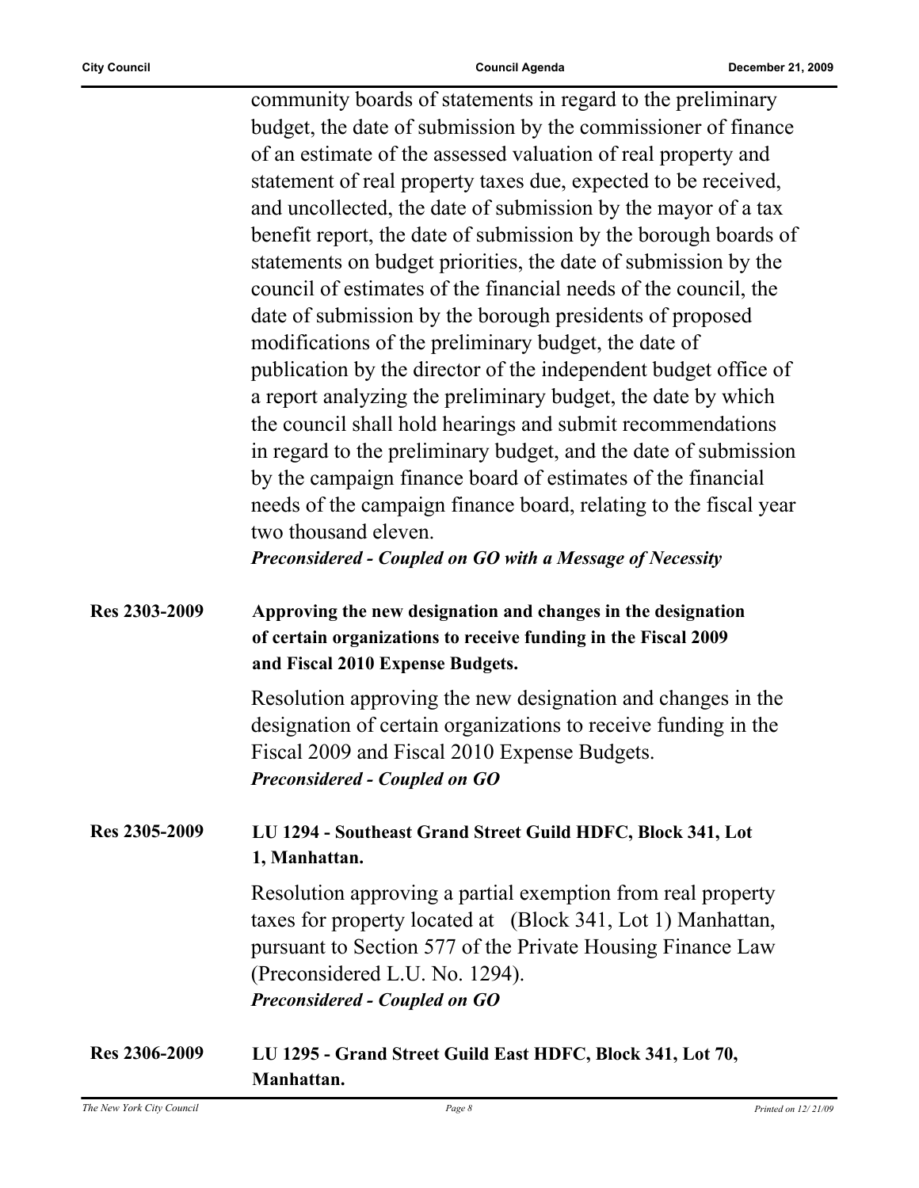community boards of statements in regard to the preliminary budget, the date of submission by the commissioner of finance of an estimate of the assessed valuation of real property and statement of real property taxes due, expected to be received, and uncollected, the date of submission by the mayor of a tax benefit report, the date of submission by the borough boards of statements on budget priorities, the date of submission by the council of estimates of the financial needs of the council, the date of submission by the borough presidents of proposed modifications of the preliminary budget, the date of publication by the director of the independent budget office of a report analyzing the preliminary budget, the date by which the council shall hold hearings and submit recommendations in regard to the preliminary budget, and the date of submission by the campaign finance board of estimates of the financial needs of the campaign finance board, relating to the fiscal year two thousand eleven.

***Preconsidered - Coupled on GO with a Message of Necessity***

**Res 2303-2009** **Approving the new designation and changes in the designation of certain organizations to receive funding in the Fiscal 2009 and Fiscal 2010 Expense Budgets.**

Resolution approving the new designation and changes in the designation of certain organizations to receive funding in the Fiscal 2009 and Fiscal 2010 Expense Budgets.

***Preconsidered - Coupled on GO***

**Res 2305-2009** **LU 1294 - Southeast Grand Street Guild HDFC, Block 341, Lot 1, Manhattan.**

Resolution approving a partial exemption from real property taxes for property located at (Block 341, Lot 1) Manhattan, pursuant to Section 577 of the Private Housing Finance Law (Preconsidered L.U. No. 1294).

***Preconsidered - Coupled on GO***

**Res 2306-2009** **LU 1295 - Grand Street Guild East HDFC, Block 341, Lot 70, Manhattan.**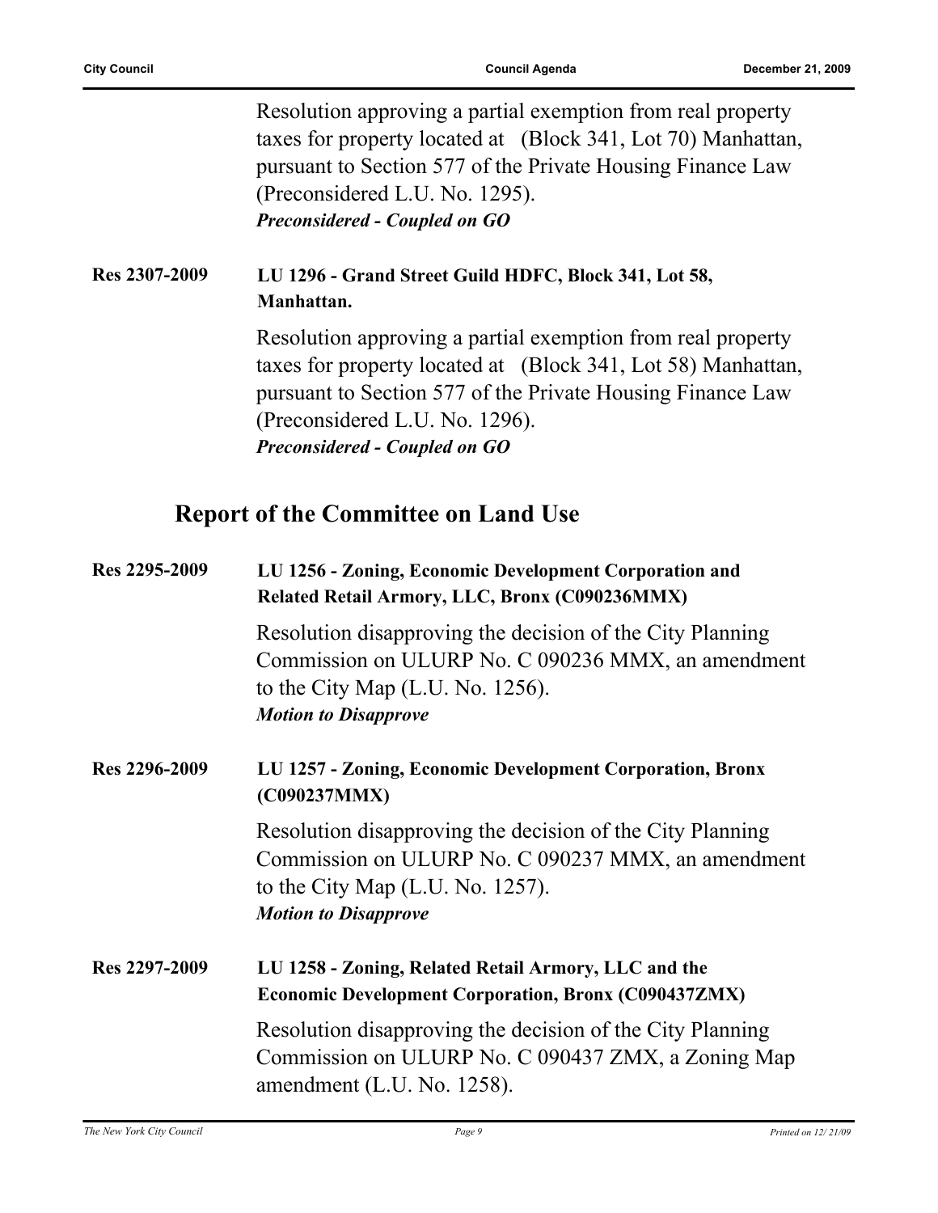Resolution approving a partial exemption from real property taxes for property located at (Block 341, Lot 70) Manhattan, pursuant to Section 577 of the Private Housing Finance Law (Preconsidered L.U. No. 1295).
***Preconsidered - Coupled on GO***

**Res 2307-2009** **LU 1296 - Grand Street Guild HDFC, Block 341, Lot 58, Manhattan.**

Resolution approving a partial exemption from real property taxes for property located at (Block 341, Lot 58) Manhattan, pursuant to Section 577 of the Private Housing Finance Law (Preconsidered L.U. No. 1296).
***Preconsidered - Coupled on GO***

## Report of the Committee on Land Use

**Res 2295-2009** **LU 1256 - Zoning, Economic Development Corporation and Related Retail Armory, LLC, Bronx (C090236MMX)**

Resolution disapproving the decision of the City Planning Commission on ULURP No. C 090236 MMX, an amendment to the City Map (L.U. No. 1256).
***Motion to Disapprove***

**Res 2296-2009** **LU 1257 - Zoning, Economic Development Corporation, Bronx (C090237MMX)**

Resolution disapproving the decision of the City Planning Commission on ULURP No. C 090237 MMX, an amendment to the City Map (L.U. No. 1257).
***Motion to Disapprove***

**Res 2297-2009** **LU 1258 - Zoning, Related Retail Armory, LLC and the Economic Development Corporation, Bronx (C090437ZMX)**

Resolution disapproving the decision of the City Planning Commission on ULURP No. C 090437 ZMX, a Zoning Map amendment (L.U. No. 1258).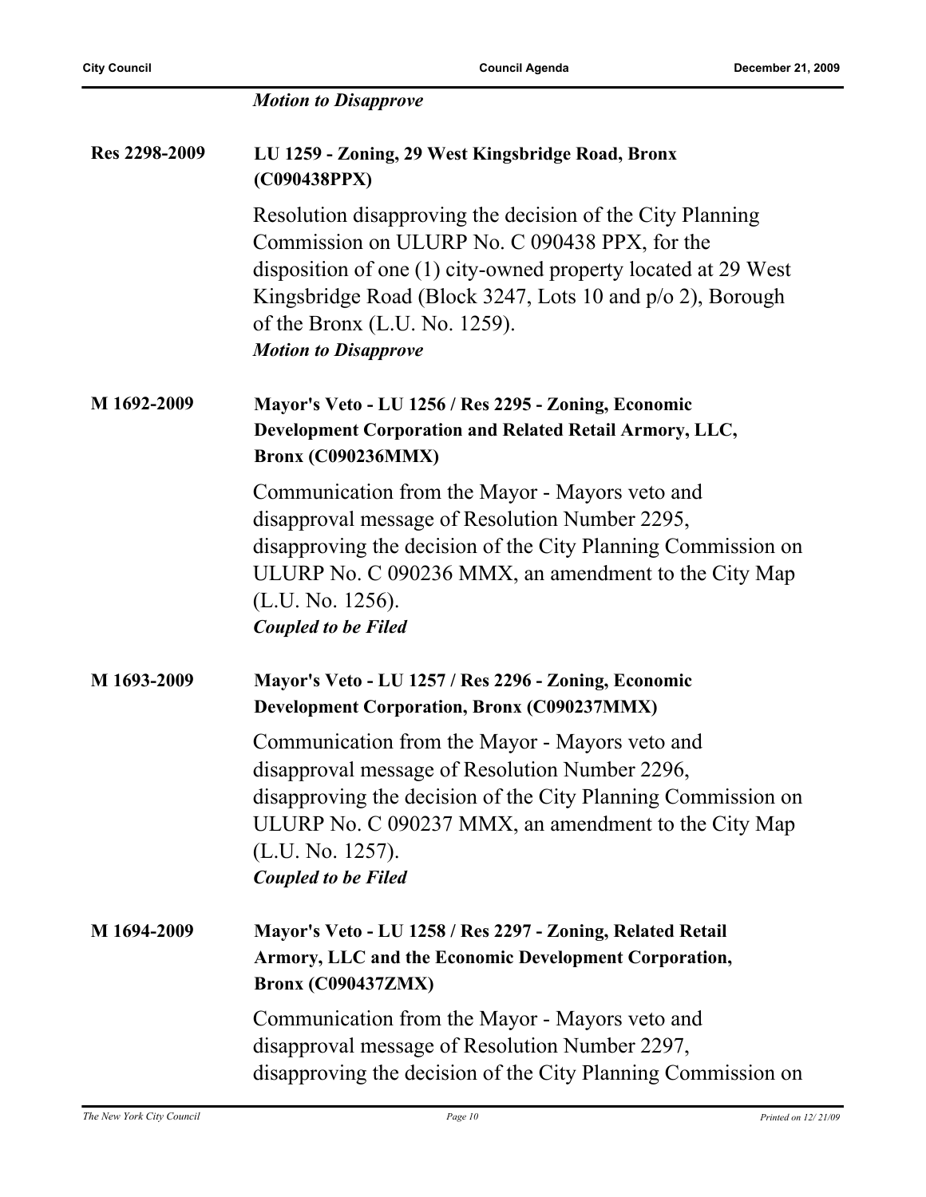*Motion to Disapprove*

**Res 2298-2009** **LU 1259 - Zoning, 29 West Kingsbridge Road, Bronx (C090438PPX)**

Resolution disapproving the decision of the City Planning Commission on ULURP No. C 090438 PPX, for the disposition of one (1) city-owned property located at 29 West Kingsbridge Road (Block 3247, Lots 10 and p/o 2), Borough of the Bronx (L.U. No. 1259).

*Motion to Disapprove*

**M 1692-2009** **Mayor's Veto - LU 1256 / Res 2295 - Zoning, Economic Development Corporation and Related Retail Armory, LLC, Bronx (C090236MMX)**

Communication from the Mayor - Mayors veto and disapproval message of Resolution Number 2295, disapproving the decision of the City Planning Commission on ULURP No. C 090236 MMX, an amendment to the City Map (L.U. No. 1256).

*Coupled to be Filed*

**M 1693-2009** **Mayor's Veto - LU 1257 / Res 2296 - Zoning, Economic Development Corporation, Bronx (C090237MMX)**

Communication from the Mayor - Mayors veto and disapproval message of Resolution Number 2296, disapproving the decision of the City Planning Commission on ULURP No. C 090237 MMX, an amendment to the City Map (L.U. No. 1257).

*Coupled to be Filed*

**M 1694-2009** **Mayor's Veto - LU 1258 / Res 2297 - Zoning, Related Retail Armory, LLC and the Economic Development Corporation, Bronx (C090437ZMX)**

Communication from the Mayor - Mayors veto and disapproval message of Resolution Number 2297, disapproving the decision of the City Planning Commission on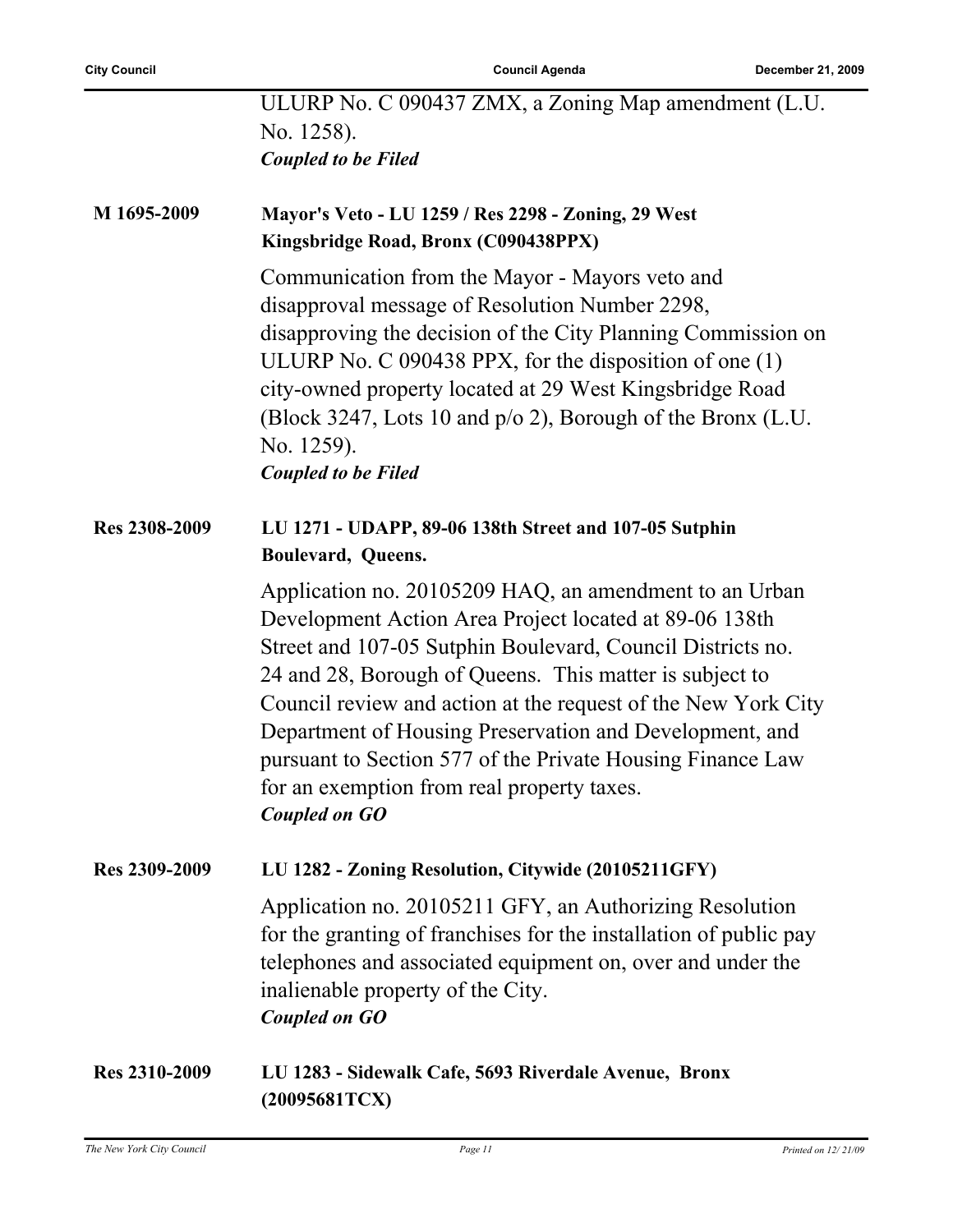ULURP No. C 090437 ZMX, a Zoning Map amendment (L.U. No. 1258).
***Coupled to be Filed***

**M 1695-2009** **Mayor's Veto - LU 1259 / Res 2298 - Zoning, 29 West Kingsbridge Road, Bronx (C090438PPX)**

Communication from the Mayor - Mayors veto and disapproval message of Resolution Number 2298, disapproving the decision of the City Planning Commission on ULURP No. C 090438 PPX, for the disposition of one (1) city-owned property located at 29 West Kingsbridge Road (Block 3247, Lots 10 and p/o 2), Borough of the Bronx (L.U. No. 1259).
***Coupled to be Filed***

**Res 2308-2009** **LU 1271 - UDAPP, 89-06 138th Street and 107-05 Sutphin Boulevard, Queens.**

Application no. 20105209 HAQ, an amendment to an Urban Development Action Area Project located at 89-06 138th Street and 107-05 Sutphin Boulevard, Council Districts no. 24 and 28, Borough of Queens. This matter is subject to Council review and action at the request of the New York City Department of Housing Preservation and Development, and pursuant to Section 577 of the Private Housing Finance Law for an exemption from real property taxes.
***Coupled on GO***

**Res 2309-2009** **LU 1282 - Zoning Resolution, Citywide (20105211GFY)**

Application no. 20105211 GFY, an Authorizing Resolution for the granting of franchises for the installation of public pay telephones and associated equipment on, over and under the inalienable property of the City.
***Coupled on GO***

**Res 2310-2009** **LU 1283 - Sidewalk Cafe, 5693 Riverdale Avenue, Bronx (20095681TCX)**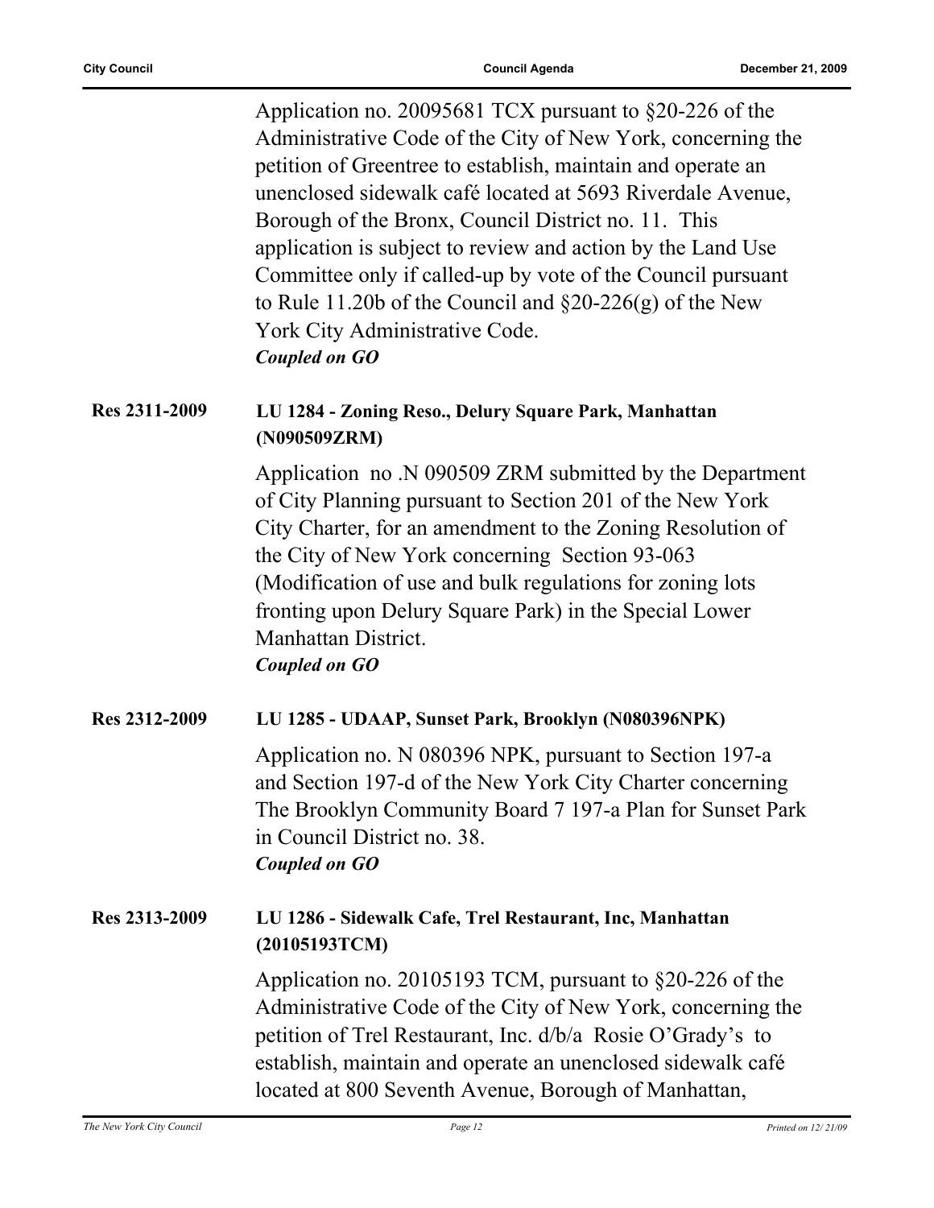Application no. 20095681 TCX pursuant to §20-226 of the Administrative Code of the City of New York, concerning the petition of Greentree to establish, maintain and operate an unenclosed sidewalk café located at 5693 Riverdale Avenue, Borough of the Bronx, Council District no. 11. This application is subject to review and action by the Land Use Committee only if called-up by vote of the Council pursuant to Rule 11.20b of the Council and §20-226(g) of the New York City Administrative Code.

***Coupled on GO***

**Res 2311-2009** **LU 1284 - Zoning Reso., Delury Square Park, Manhattan (N090509ZRM)**

Application no .N 090509 ZRM submitted by the Department of City Planning pursuant to Section 201 of the New York City Charter, for an amendment to the Zoning Resolution of the City of New York concerning Section 93-063 (Modification of use and bulk regulations for zoning lots fronting upon Delury Square Park) in the Special Lower Manhattan District.

***Coupled on GO***

**Res 2312-2009** **LU 1285 - UDAAP, Sunset Park, Brooklyn (N080396NPK)**

Application no. N 080396 NPK, pursuant to Section 197-a and Section 197-d of the New York City Charter concerning The Brooklyn Community Board 7 197-a Plan for Sunset Park in Council District no. 38.

***Coupled on GO***

**Res 2313-2009** **LU 1286 - Sidewalk Cafe, Trel Restaurant, Inc, Manhattan (20105193TCM)**

Application no. 20105193 TCM, pursuant to §20-226 of the Administrative Code of the City of New York, concerning the petition of Trel Restaurant, Inc. d/b/a Rosie O'Grady's to establish, maintain and operate an unenclosed sidewalk café located at 800 Seventh Avenue, Borough of Manhattan,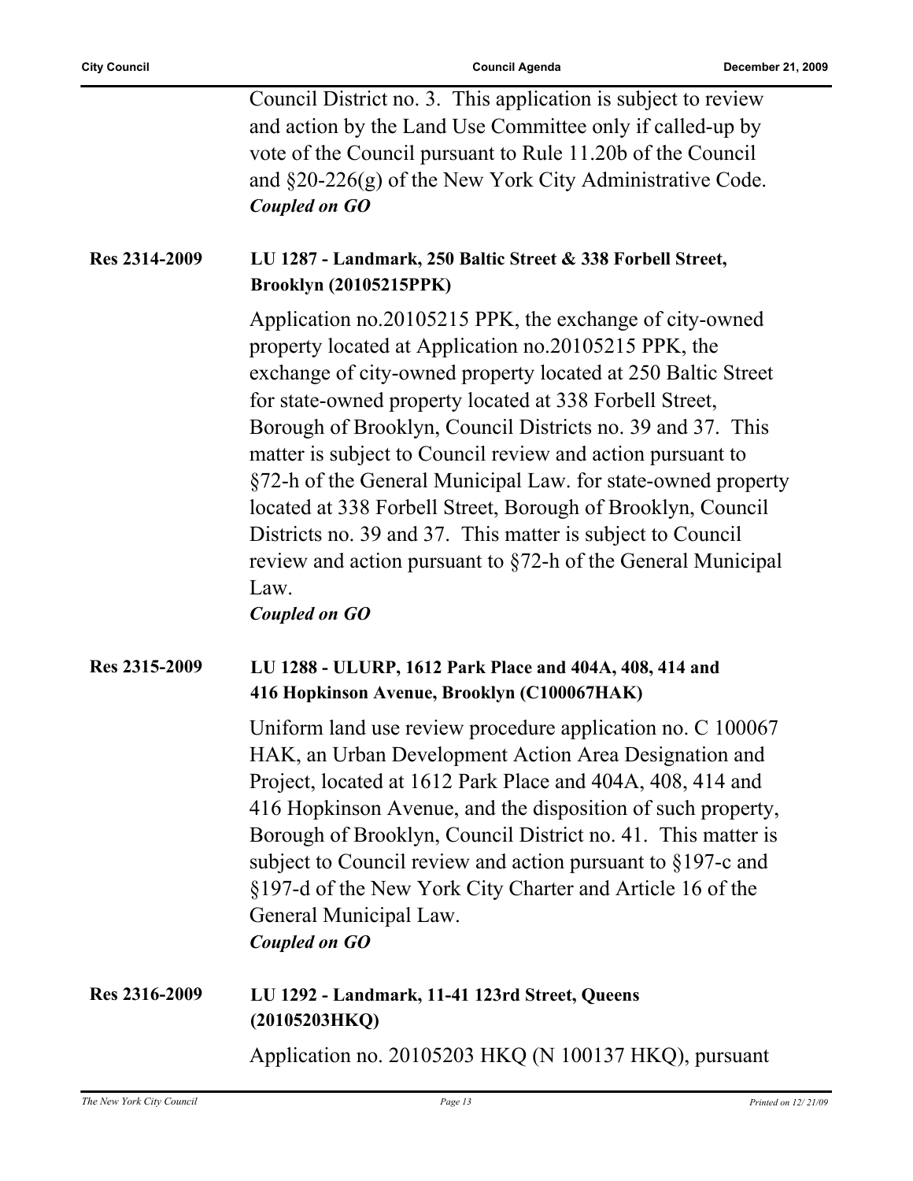Council District no. 3. This application is subject to review and action by the Land Use Committee only if called-up by vote of the Council pursuant to Rule 11.20b of the Council and §20-226(g) of the New York City Administrative Code.
***Coupled on GO***

**Res 2314-2009** **LU 1287 - Landmark, 250 Baltic Street & 338 Forbell Street, Brooklyn (20105215PPK)**

Application no.20105215 PPK, the exchange of city-owned property located at Application no.20105215 PPK, the exchange of city-owned property located at 250 Baltic Street for state-owned property located at 338 Forbell Street, Borough of Brooklyn, Council Districts no. 39 and 37. This matter is subject to Council review and action pursuant to §72-h of the General Municipal Law. for state-owned property located at 338 Forbell Street, Borough of Brooklyn, Council Districts no. 39 and 37. This matter is subject to Council review and action pursuant to §72-h of the General Municipal Law.
***Coupled on GO***

**Res 2315-2009** **LU 1288 - ULURP, 1612 Park Place and 404A, 408, 414 and 416 Hopkinson Avenue, Brooklyn (C100067HAK)**

Uniform land use review procedure application no. C 100067 HAK, an Urban Development Action Area Designation and Project, located at 1612 Park Place and 404A, 408, 414 and 416 Hopkinson Avenue, and the disposition of such property, Borough of Brooklyn, Council District no. 41. This matter is subject to Council review and action pursuant to §197-c and §197-d of the New York City Charter and Article 16 of the General Municipal Law.
***Coupled on GO***

**Res 2316-2009** **LU 1292 - Landmark, 11-41 123rd Street, Queens (20105203HKQ)**

Application no. 20105203 HKQ (N 100137 HKQ), pursuant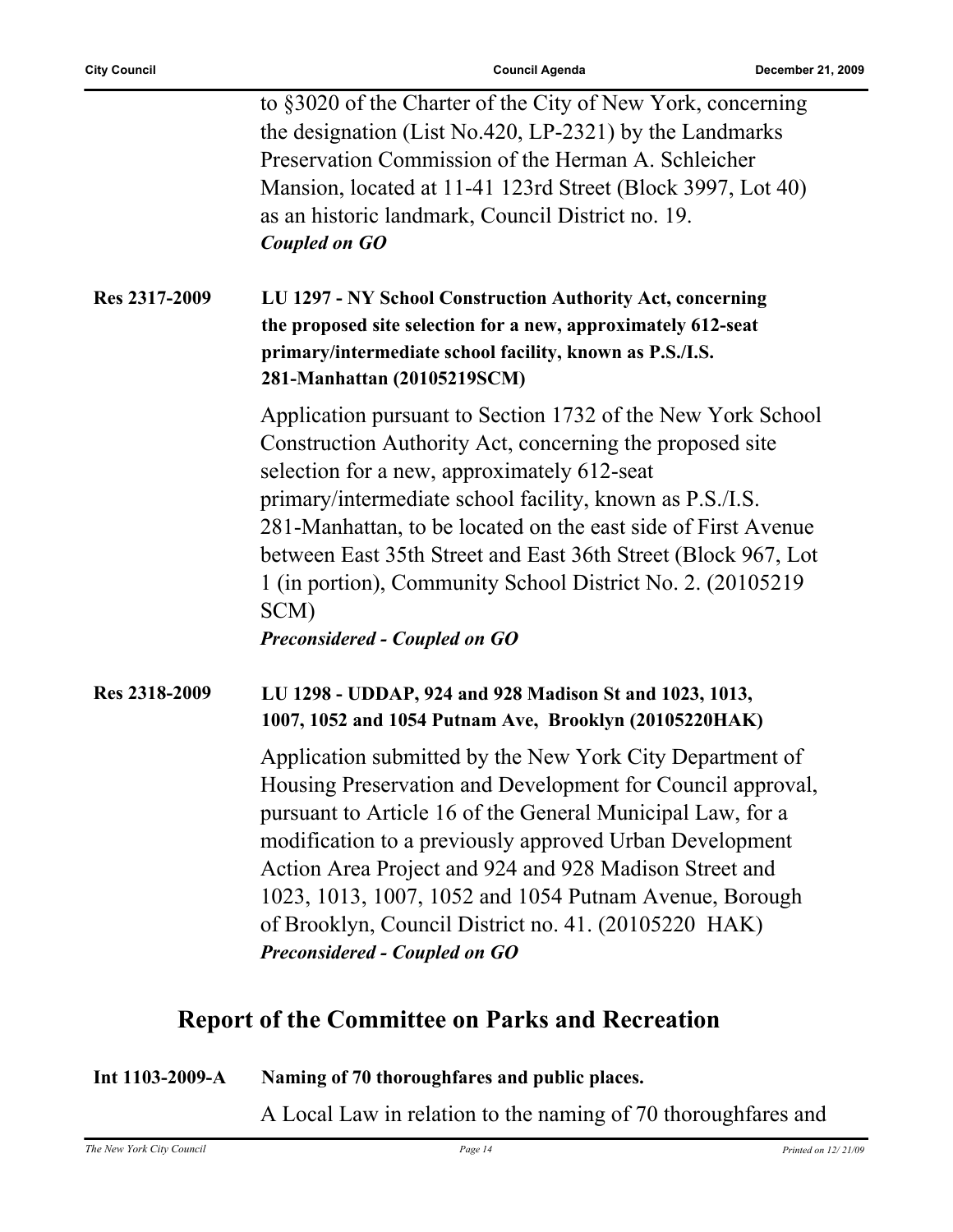to §3020 of the Charter of the City of New York, concerning the designation (List No.420, LP-2321) by the Landmarks Preservation Commission of the Herman A. Schleicher Mansion, located at 11-41 123rd Street (Block 3997, Lot 40) as an historic landmark, Council District no. 19.
***Coupled on GO***

**Res 2317-2009** **LU 1297 - NY School Construction Authority Act, concerning the proposed site selection for a new, approximately 612-seat primary/intermediate school facility, known as P.S./I.S. 281-Manhattan (20105219SCM)**

Application pursuant to Section 1732 of the New York School Construction Authority Act, concerning the proposed site selection for a new, approximately 612-seat primary/intermediate school facility, known as P.S./I.S. 281-Manhattan, to be located on the east side of First Avenue between East 35th Street and East 36th Street (Block 967, Lot 1 (in portion), Community School District No. 2. (20105219 SCM)
***Preconsidered - Coupled on GO***

**Res 2318-2009** **LU 1298 - UDDAP, 924 and 928 Madison St and 1023, 1013, 1007, 1052 and 1054 Putnam Ave, Brooklyn (20105220HAK)**

Application submitted by the New York City Department of Housing Preservation and Development for Council approval, pursuant to Article 16 of the General Municipal Law, for a modification to a previously approved Urban Development Action Area Project and 924 and 928 Madison Street and 1023, 1013, 1007, 1052 and 1054 Putnam Avenue, Borough of Brooklyn, Council District no. 41. (20105220 HAK)
***Preconsidered - Coupled on GO***

## Report of the Committee on Parks and Recreation

**Int 1103-2009-A** **Naming of 70 thoroughfares and public places.**

A Local Law in relation to the naming of 70 thoroughfares and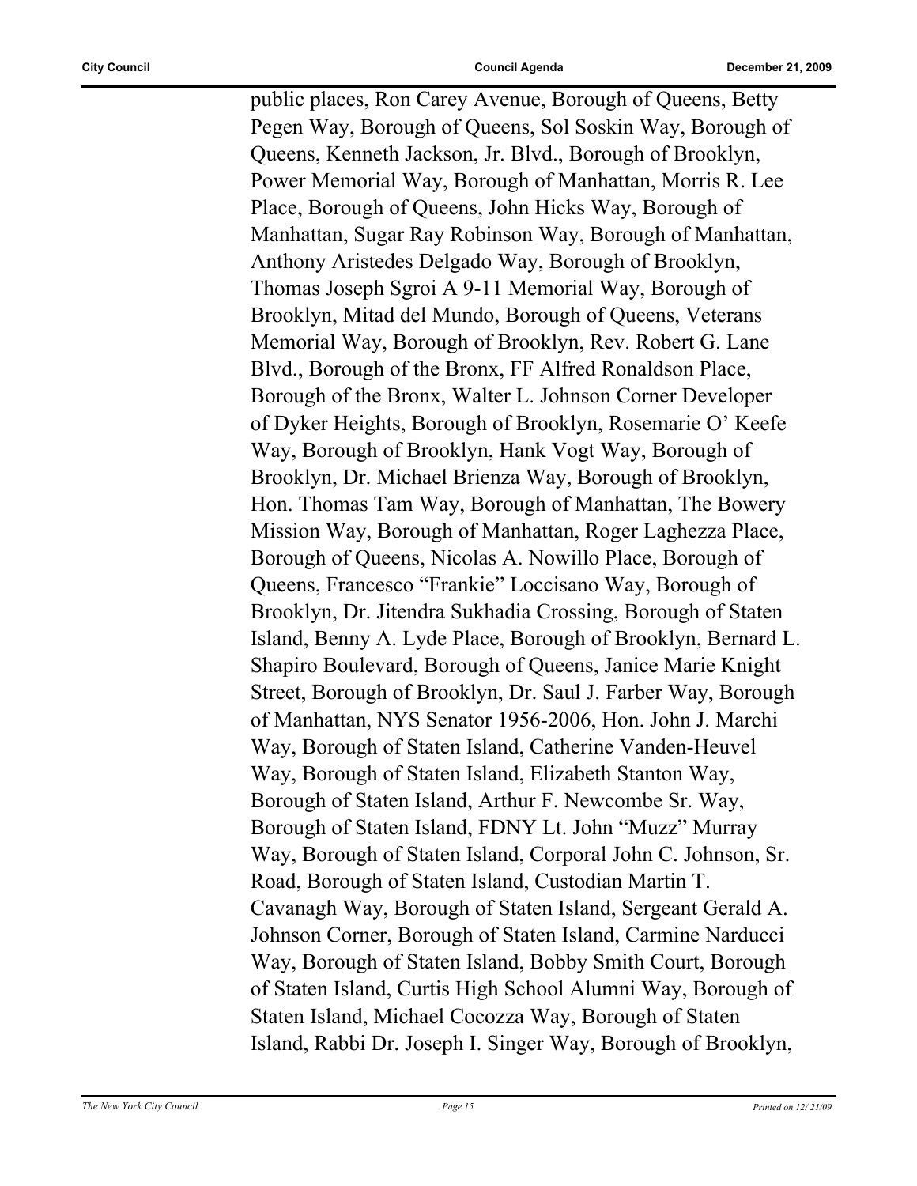public places, Ron Carey Avenue, Borough of Queens, Betty Pegen Way, Borough of Queens, Sol Soskin Way, Borough of Queens, Kenneth Jackson, Jr. Blvd., Borough of Brooklyn, Power Memorial Way, Borough of Manhattan, Morris R. Lee Place, Borough of Queens, John Hicks Way, Borough of Manhattan, Sugar Ray Robinson Way, Borough of Manhattan, Anthony Aristedes Delgado Way, Borough of Brooklyn, Thomas Joseph Sgroi A 9-11 Memorial Way, Borough of Brooklyn, Mitad del Mundo, Borough of Queens, Veterans Memorial Way, Borough of Brooklyn, Rev. Robert G. Lane Blvd., Borough of the Bronx, FF Alfred Ronaldson Place, Borough of the Bronx, Walter L. Johnson Corner Developer of Dyker Heights, Borough of Brooklyn, Rosemarie O' Keefe Way, Borough of Brooklyn, Hank Vogt Way, Borough of Brooklyn, Dr. Michael Brienza Way, Borough of Brooklyn, Hon. Thomas Tam Way, Borough of Manhattan, The Bowery Mission Way, Borough of Manhattan, Roger Laghezza Place, Borough of Queens, Nicolas A. Nowillo Place, Borough of Queens, Francesco "Frankie" Loccisano Way, Borough of Brooklyn, Dr. Jitendra Sukhadia Crossing, Borough of Staten Island, Benny A. Lyde Place, Borough of Brooklyn, Bernard L. Shapiro Boulevard, Borough of Queens, Janice Marie Knight Street, Borough of Brooklyn, Dr. Saul J. Farber Way, Borough of Manhattan, NYS Senator 1956-2006, Hon. John J. Marchi Way, Borough of Staten Island, Catherine Vanden-Heuvel Way, Borough of Staten Island, Elizabeth Stanton Way, Borough of Staten Island, Arthur F. Newcombe Sr. Way, Borough of Staten Island, FDNY Lt. John "Muzz" Murray Way, Borough of Staten Island, Corporal John C. Johnson, Sr. Road, Borough of Staten Island, Custodian Martin T. Cavanagh Way, Borough of Staten Island, Sergeant Gerald A. Johnson Corner, Borough of Staten Island, Carmine Narducci Way, Borough of Staten Island, Bobby Smith Court, Borough of Staten Island, Curtis High School Alumni Way, Borough of Staten Island, Michael Cocozza Way, Borough of Staten Island, Rabbi Dr. Joseph I. Singer Way, Borough of Brooklyn,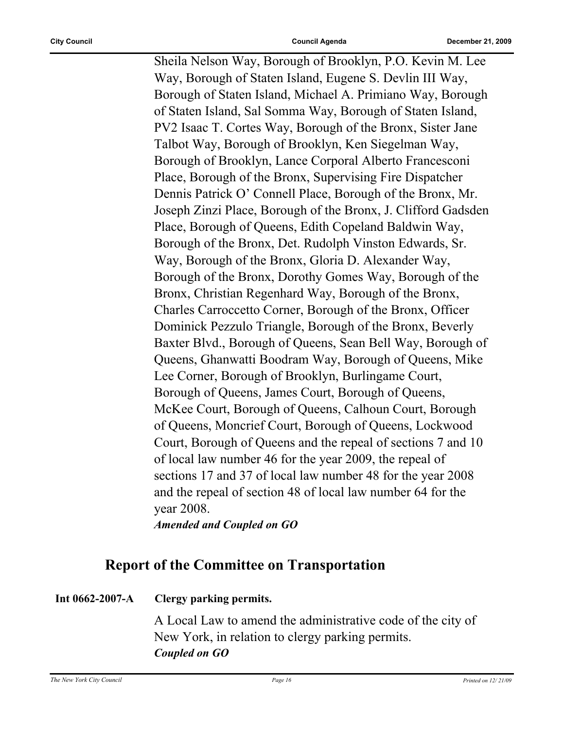Sheila Nelson Way, Borough of Brooklyn, P.O. Kevin M. Lee Way, Borough of Staten Island, Eugene S. Devlin III Way, Borough of Staten Island, Michael A. Primiano Way, Borough of Staten Island, Sal Somma Way, Borough of Staten Island, PV2 Isaac T. Cortes Way, Borough of the Bronx, Sister Jane Talbot Way, Borough of Brooklyn, Ken Siegelman Way, Borough of Brooklyn, Lance Corporal Alberto Francesconi Place, Borough of the Bronx, Supervising Fire Dispatcher Dennis Patrick O' Connell Place, Borough of the Bronx, Mr. Joseph Zinzi Place, Borough of the Bronx, J. Clifford Gadsden Place, Borough of Queens, Edith Copeland Baldwin Way, Borough of the Bronx, Det. Rudolph Vinston Edwards, Sr. Way, Borough of the Bronx, Gloria D. Alexander Way, Borough of the Bronx, Dorothy Gomes Way, Borough of the Bronx, Christian Regenhard Way, Borough of the Bronx, Charles Carroccetto Corner, Borough of the Bronx, Officer Dominick Pezzulo Triangle, Borough of the Bronx, Beverly Baxter Blvd., Borough of Queens, Sean Bell Way, Borough of Queens, Ghanwatti Boodram Way, Borough of Queens, Mike Lee Corner, Borough of Brooklyn, Burlingame Court, Borough of Queens, James Court, Borough of Queens, McKee Court, Borough of Queens, Calhoun Court, Borough of Queens, Moncrief Court, Borough of Queens, Lockwood Court, Borough of Queens and the repeal of sections 7 and 10 of local law number 46 for the year 2009, the repeal of sections 17 and 37 of local law number 48 for the year 2008 and the repeal of section 48 of local law number 64 for the year 2008.

***Amended and Coupled on GO***

## Report of the Committee on Transportation

**Int 0662-2007-A** **Clergy parking permits.**

A Local Law to amend the administrative code of the city of New York, in relation to clergy parking permits.

***Coupled on GO***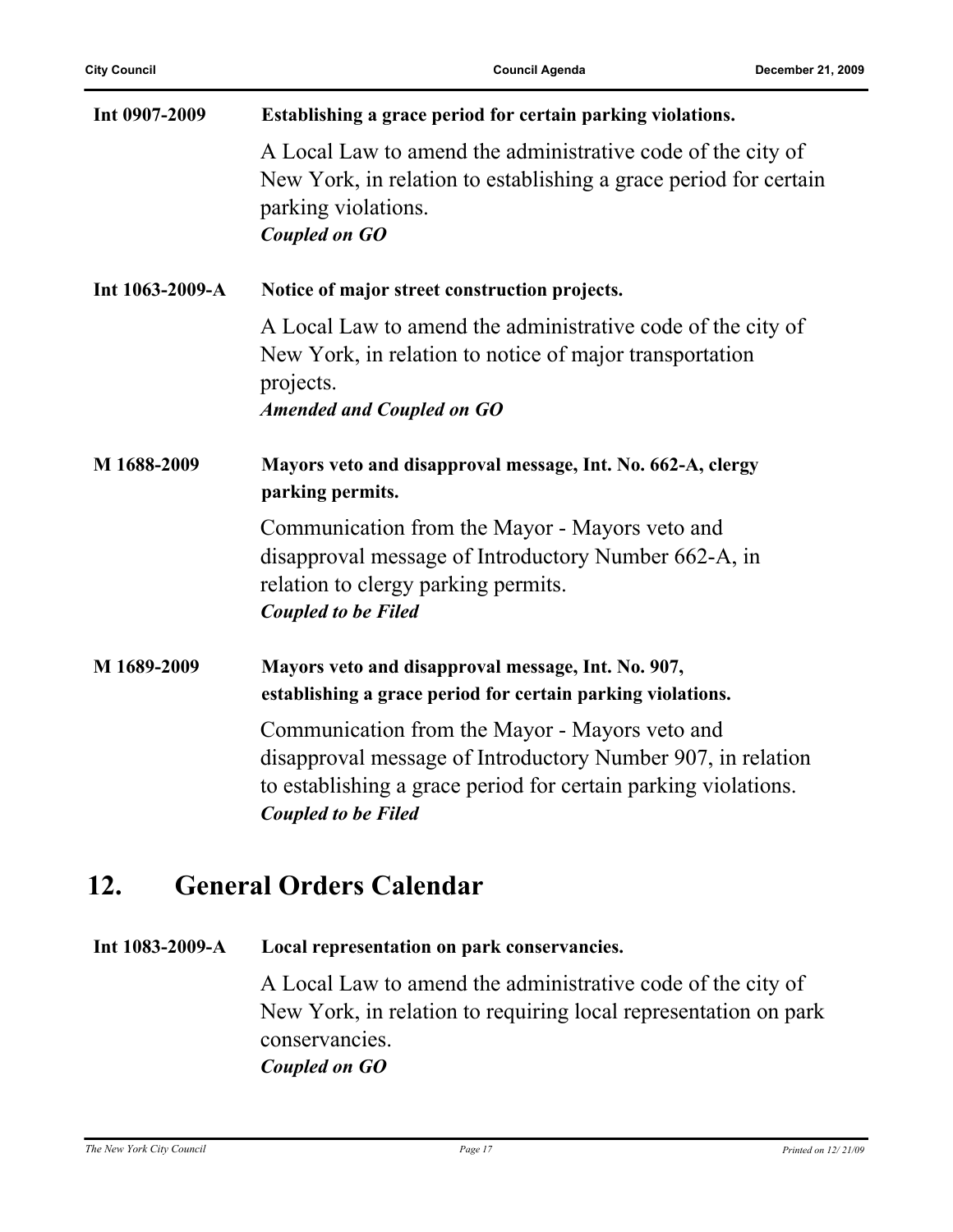**Int 0907-2009** **Establishing a grace period for certain parking violations.**

A Local Law to amend the administrative code of the city of New York, in relation to establishing a grace period for certain parking violations.
***Coupled on GO***

**Int 1063-2009-A** **Notice of major street construction projects.**

A Local Law to amend the administrative code of the city of New York, in relation to notice of major transportation projects.
***Amended and Coupled on GO***

**M 1688-2009** **Mayors veto and disapproval message, Int. No. 662-A, clergy parking permits.**

Communication from the Mayor - Mayors veto and disapproval message of Introductory Number 662-A, in relation to clergy parking permits.
***Coupled to be Filed***

**M 1689-2009** **Mayors veto and disapproval message, Int. No. 907, establishing a grace period for certain parking violations.**

Communication from the Mayor - Mayors veto and disapproval message of Introductory Number 907, in relation to establishing a grace period for certain parking violations.
***Coupled to be Filed***

## 12. General Orders Calendar

**Int 1083-2009-A** **Local representation on park conservancies.**

A Local Law to amend the administrative code of the city of New York, in relation to requiring local representation on park conservancies.
***Coupled on GO***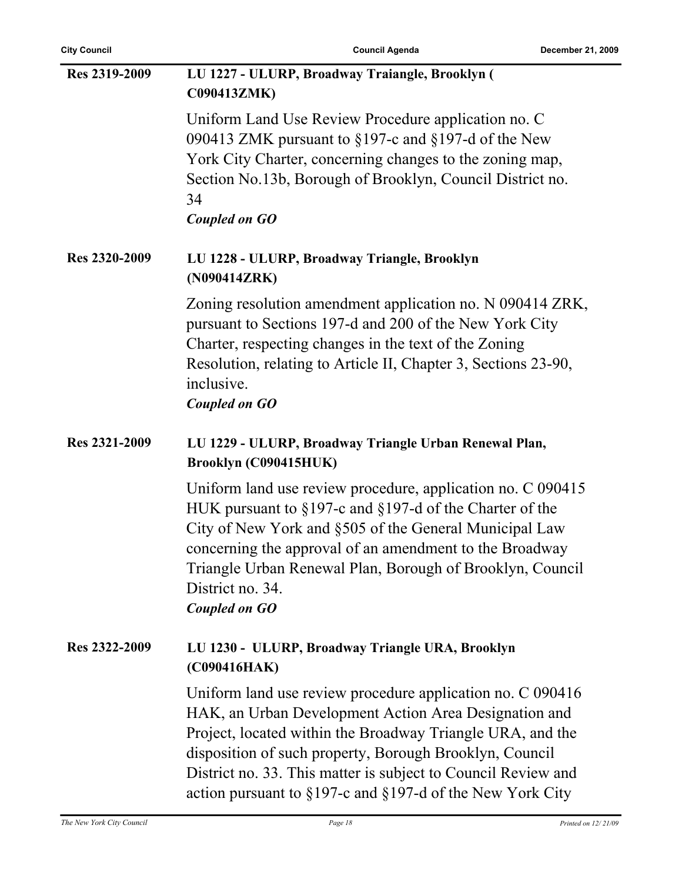**Res 2319-2009** **LU 1227 - ULURP, Broadway Traiangle, Brooklyn ( C090413ZMK)**

Uniform Land Use Review Procedure application no. C 090413 ZMK pursuant to §197-c and §197-d of the New York City Charter, concerning changes to the zoning map, Section No.13b, Borough of Brooklyn, Council District no. 34

***Coupled on GO***

**Res 2320-2009** **LU 1228 - ULURP, Broadway Triangle, Brooklyn (N090414ZRK)**

Zoning resolution amendment application no. N 090414 ZRK, pursuant to Sections 197-d and 200 of the New York City Charter, respecting changes in the text of the Zoning Resolution, relating to Article II, Chapter 3, Sections 23-90, inclusive.

***Coupled on GO***

**Res 2321-2009** **LU 1229 - ULURP, Broadway Triangle Urban Renewal Plan, Brooklyn (C090415HUK)**

Uniform land use review procedure, application no. C 090415 HUK pursuant to §197-c and §197-d of the Charter of the City of New York and §505 of the General Municipal Law concerning the approval of an amendment to the Broadway Triangle Urban Renewal Plan, Borough of Brooklyn, Council District no. 34.

***Coupled on GO***

**Res 2322-2009** **LU 1230 - ULURP, Broadway Triangle URA, Brooklyn (C090416HAK)**

Uniform land use review procedure application no. C 090416 HAK, an Urban Development Action Area Designation and Project, located within the Broadway Triangle URA, and the disposition of such property, Borough Brooklyn, Council District no. 33. This matter is subject to Council Review and action pursuant to §197-c and §197-d of the New York City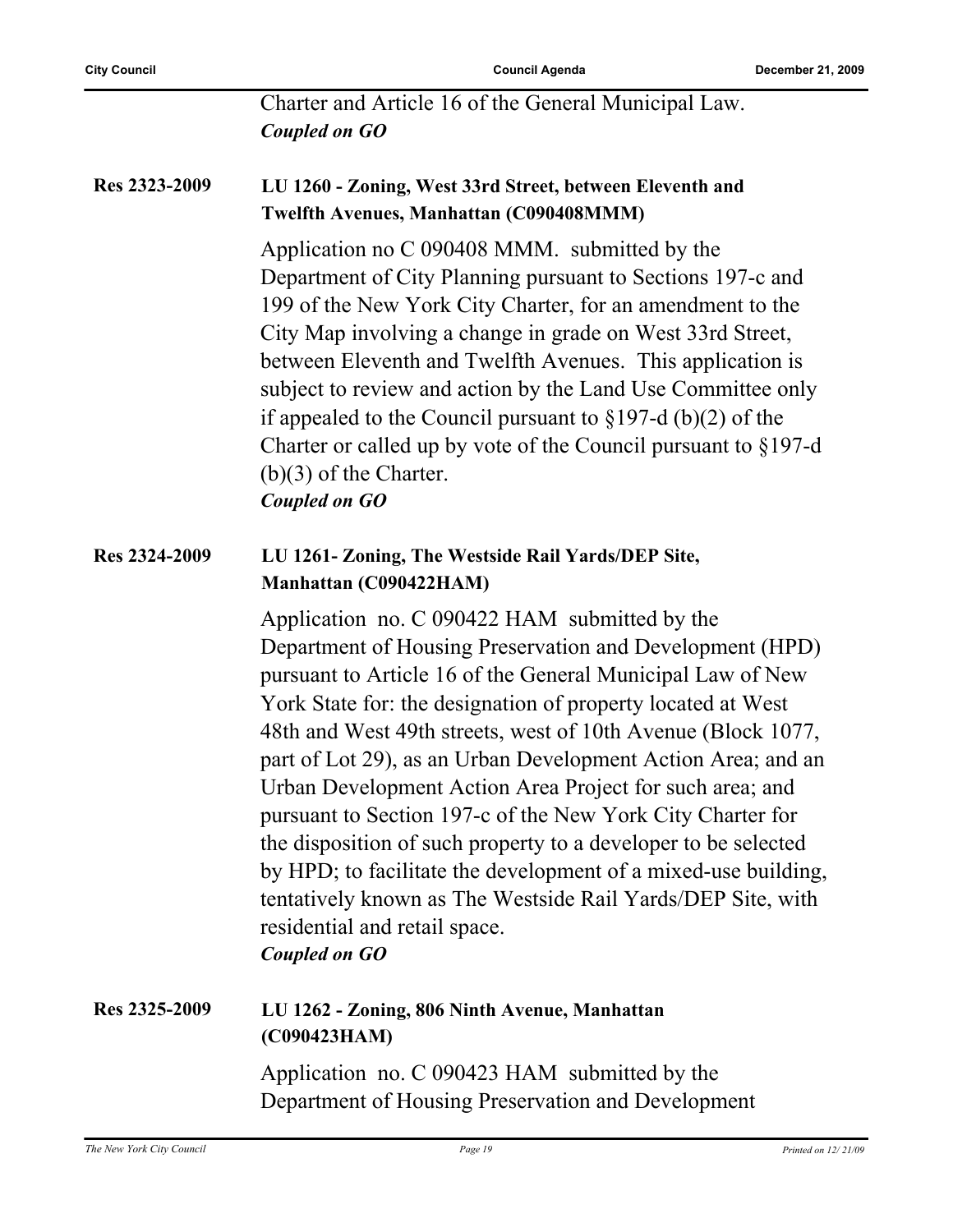Charter and Article 16 of the General Municipal Law.
*Coupled on GO*

**Res 2323-2009** **LU 1260 - Zoning, West 33rd Street, between Eleventh and Twelfth Avenues, Manhattan (C090408MMM)**

Application no C 090408 MMM. submitted by the Department of City Planning pursuant to Sections 197-c and 199 of the New York City Charter, for an amendment to the City Map involving a change in grade on West 33rd Street, between Eleventh and Twelfth Avenues. This application is subject to review and action by the Land Use Committee only if appealed to the Council pursuant to §197-d (b)(2) of the Charter or called up by vote of the Council pursuant to §197-d (b)(3) of the Charter.
*Coupled on GO*

**Res 2324-2009** **LU 1261- Zoning, The Westside Rail Yards/DEP Site, Manhattan (C090422HAM)**

Application no. C 090422 HAM submitted by the Department of Housing Preservation and Development (HPD) pursuant to Article 16 of the General Municipal Law of New York State for: the designation of property located at West 48th and West 49th streets, west of 10th Avenue (Block 1077, part of Lot 29), as an Urban Development Action Area; and an Urban Development Action Area Project for such area; and pursuant to Section 197-c of the New York City Charter for the disposition of such property to a developer to be selected by HPD; to facilitate the development of a mixed-use building, tentatively known as The Westside Rail Yards/DEP Site, with residential and retail space.
*Coupled on GO*

**Res 2325-2009** **LU 1262 - Zoning, 806 Ninth Avenue, Manhattan (C090423HAM)**

Application no. C 090423 HAM submitted by the Department of Housing Preservation and Development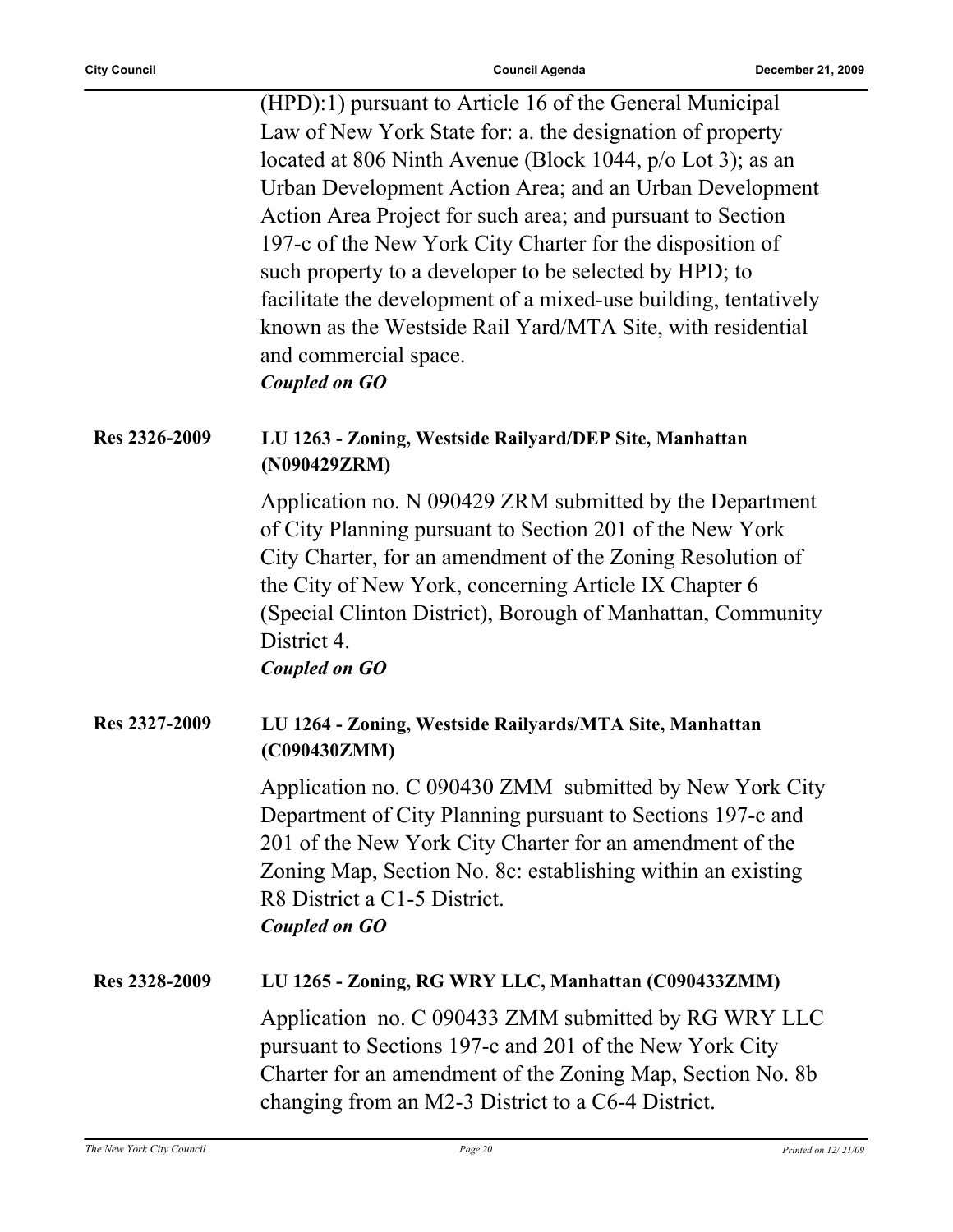(HPD):1) pursuant to Article 16 of the General Municipal Law of New York State for: a. the designation of property located at 806 Ninth Avenue (Block 1044, p/o Lot 3); as an Urban Development Action Area; and an Urban Development Action Area Project for such area; and pursuant to Section 197-c of the New York City Charter for the disposition of such property to a developer to be selected by HPD; to facilitate the development of a mixed-use building, tentatively known as the Westside Rail Yard/MTA Site, with residential and commercial space.

***Coupled on GO***

**Res 2326-2009** **LU 1263 - Zoning, Westside Railyard/DEP Site, Manhattan (N090429ZRM)**

Application no. N 090429 ZRM submitted by the Department of City Planning pursuant to Section 201 of the New York City Charter, for an amendment of the Zoning Resolution of the City of New York, concerning Article IX Chapter 6 (Special Clinton District), Borough of Manhattan, Community District 4.

***Coupled on GO***

**Res 2327-2009** **LU 1264 - Zoning, Westside Railyards/MTA Site, Manhattan (C090430ZMM)**

Application no. C 090430 ZMM submitted by New York City Department of City Planning pursuant to Sections 197-c and 201 of the New York City Charter for an amendment of the Zoning Map, Section No. 8c: establishing within an existing R8 District a C1-5 District.

***Coupled on GO***

**Res 2328-2009** **LU 1265 - Zoning, RG WRY LLC, Manhattan (C090433ZMM)**

Application no. C 090433 ZMM submitted by RG WRY LLC pursuant to Sections 197-c and 201 of the New York City Charter for an amendment of the Zoning Map, Section No. 8b changing from an M2-3 District to a C6-4 District.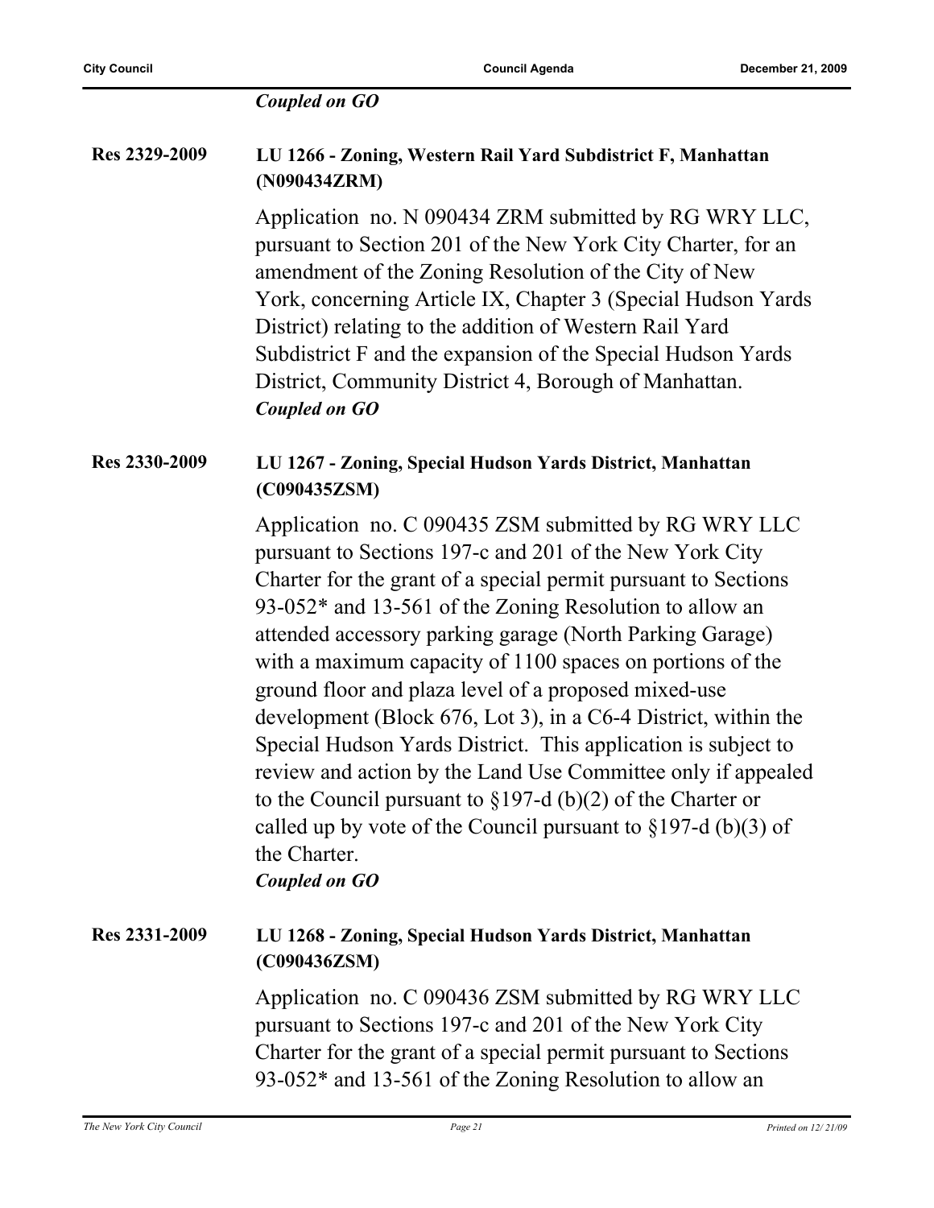*Coupled on GO*

**Res 2329-2009** **LU 1266 - Zoning, Western Rail Yard Subdistrict F, Manhattan (N090434ZRM)**

Application no. N 090434 ZRM submitted by RG WRY LLC, pursuant to Section 201 of the New York City Charter, for an amendment of the Zoning Resolution of the City of New York, concerning Article IX, Chapter 3 (Special Hudson Yards District) relating to the addition of Western Rail Yard Subdistrict F and the expansion of the Special Hudson Yards District, Community District 4, Borough of Manhattan.

*Coupled on GO*

**Res 2330-2009** **LU 1267 - Zoning, Special Hudson Yards District, Manhattan (C090435ZSM)**

Application no. C 090435 ZSM submitted by RG WRY LLC pursuant to Sections 197-c and 201 of the New York City Charter for the grant of a special permit pursuant to Sections 93-052* and 13-561 of the Zoning Resolution to allow an attended accessory parking garage (North Parking Garage) with a maximum capacity of 1100 spaces on portions of the ground floor and plaza level of a proposed mixed-use development (Block 676, Lot 3), in a C6-4 District, within the Special Hudson Yards District. This application is subject to review and action by the Land Use Committee only if appealed to the Council pursuant to §197-d (b)(2) of the Charter or called up by vote of the Council pursuant to §197-d (b)(3) of the Charter.

*Coupled on GO*

**Res 2331-2009** **LU 1268 - Zoning, Special Hudson Yards District, Manhattan (C090436ZSM)**

Application no. C 090436 ZSM submitted by RG WRY LLC pursuant to Sections 197-c and 201 of the New York City Charter for the grant of a special permit pursuant to Sections 93-052* and 13-561 of the Zoning Resolution to allow an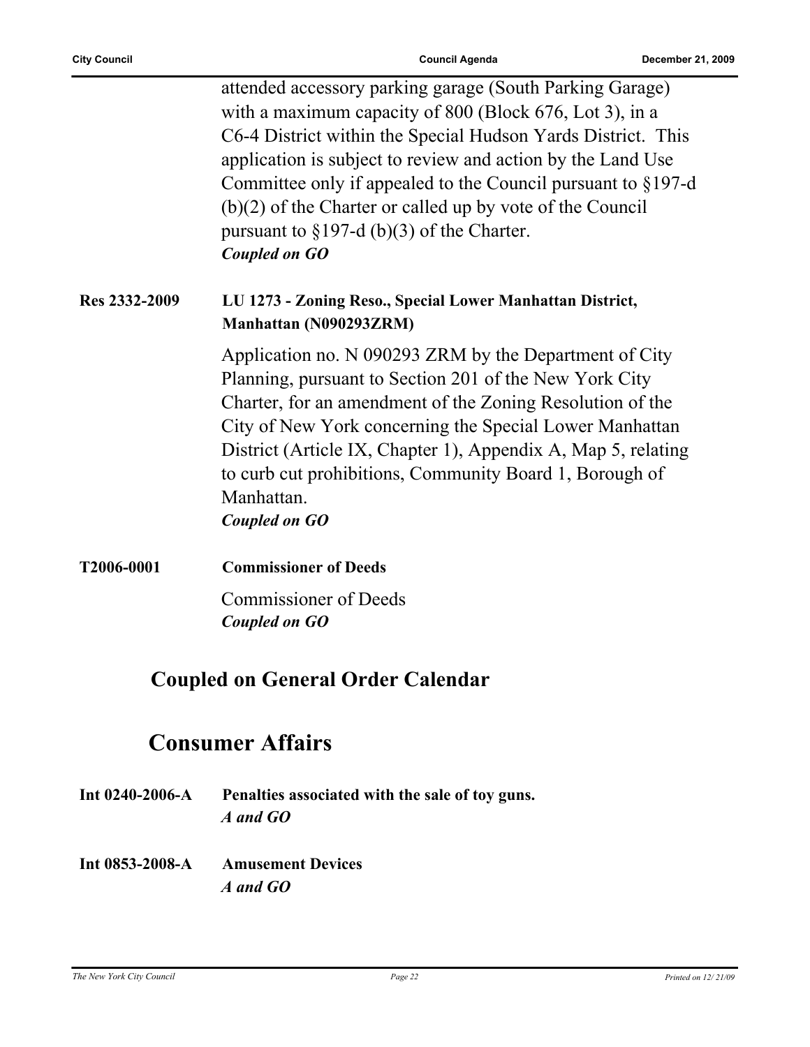attended accessory parking garage (South Parking Garage) with a maximum capacity of 800 (Block 676, Lot 3), in a C6-4 District within the Special Hudson Yards District. This application is subject to review and action by the Land Use Committee only if appealed to the Council pursuant to §197-d (b)(2) of the Charter or called up by vote of the Council pursuant to §197-d (b)(3) of the Charter.

***Coupled on GO***

**Res 2332-2009** **LU 1273 - Zoning Reso., Special Lower Manhattan District, Manhattan (N090293ZRM)**

Application no. N 090293 ZRM by the Department of City Planning, pursuant to Section 201 of the New York City Charter, for an amendment of the Zoning Resolution of the City of New York concerning the Special Lower Manhattan District (Article IX, Chapter 1), Appendix A, Map 5, relating to curb cut prohibitions, Community Board 1, Borough of Manhattan.

***Coupled on GO***

**T2006-0001** **Commissioner of Deeds**

Commissioner of Deeds

***Coupled on GO***

## Coupled on General Order Calendar

## Consumer Affairs

**Int 0240-2006-A** **Penalties associated with the sale of toy guns.**

***A and GO***

**Int 0853-2008-A** **Amusement Devices**

***A and GO***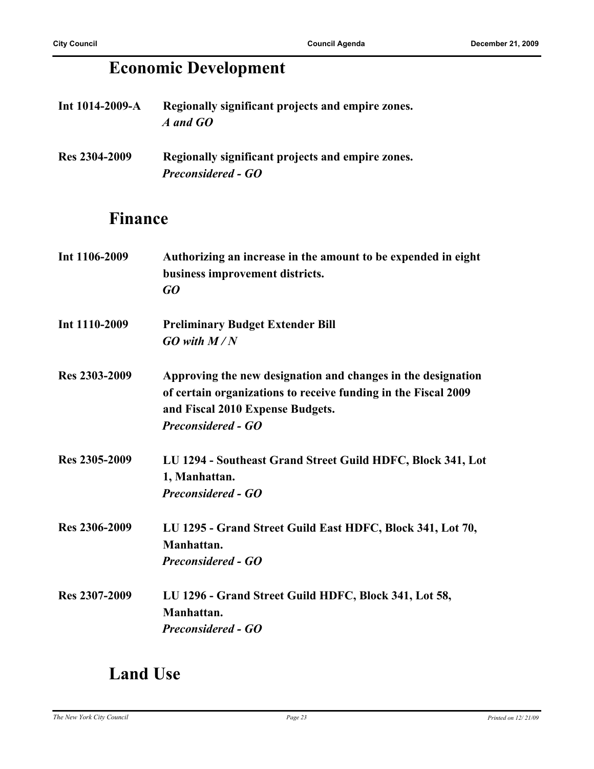## Economic Development

**Int 1014-2009-A** **Regionally significant projects and empire zones.**
***A and GO***

**Res 2304-2009** **Regionally significant projects and empire zones.**
***Preconsidered - GO***

## Finance

**Int 1106-2009** **Authorizing an increase in the amount to be expended in eight business improvement districts.**
***GO***

**Int 1110-2009** **Preliminary Budget Extender Bill**
***GO with M / N***

**Res 2303-2009** **Approving the new designation and changes in the designation of certain organizations to receive funding in the Fiscal 2009 and Fiscal 2010 Expense Budgets.**
***Preconsidered - GO***

**Res 2305-2009** **LU 1294 - Southeast Grand Street Guild HDFC, Block 341, Lot 1, Manhattan.**
***Preconsidered - GO***

**Res 2306-2009** **LU 1295 - Grand Street Guild East HDFC, Block 341, Lot 70, Manhattan.**
***Preconsidered - GO***

**Res 2307-2009** **LU 1296 - Grand Street Guild HDFC, Block 341, Lot 58, Manhattan.**
***Preconsidered - GO***

## Land Use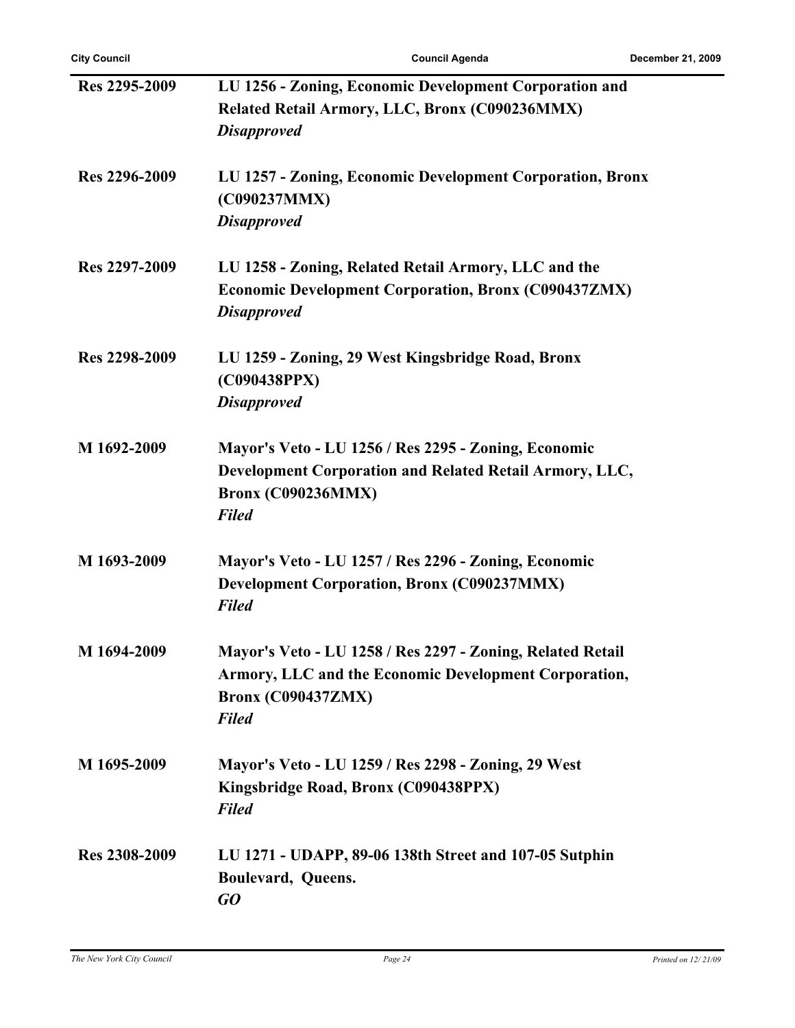**Res 2295-2009** **LU 1256 - Zoning, Economic Development Corporation and Related Retail Armory, LLC, Bronx (C090236MMX)**
***Disapproved***

**Res 2296-2009** **LU 1257 - Zoning, Economic Development Corporation, Bronx (C090237MMX)**
***Disapproved***

**Res 2297-2009** **LU 1258 - Zoning, Related Retail Armory, LLC and the Economic Development Corporation, Bronx (C090437ZMX)**
***Disapproved***

**Res 2298-2009** **LU 1259 - Zoning, 29 West Kingsbridge Road, Bronx (C090438PPX)**
***Disapproved***

**M 1692-2009** **Mayor's Veto - LU 1256 / Res 2295 - Zoning, Economic Development Corporation and Related Retail Armory, LLC, Bronx (C090236MMX)**
***Filed***

**M 1693-2009** **Mayor's Veto - LU 1257 / Res 2296 - Zoning, Economic Development Corporation, Bronx (C090237MMX)**
***Filed***

**M 1694-2009** **Mayor's Veto - LU 1258 / Res 2297 - Zoning, Related Retail Armory, LLC and the Economic Development Corporation, Bronx (C090437ZMX)**
***Filed***

**M 1695-2009** **Mayor's Veto - LU 1259 / Res 2298 - Zoning, 29 West Kingsbridge Road, Bronx (C090438PPX)**
***Filed***

**Res 2308-2009** **LU 1271 - UDAPP, 89-06 138th Street and 107-05 Sutphin Boulevard, Queens.**
***GO***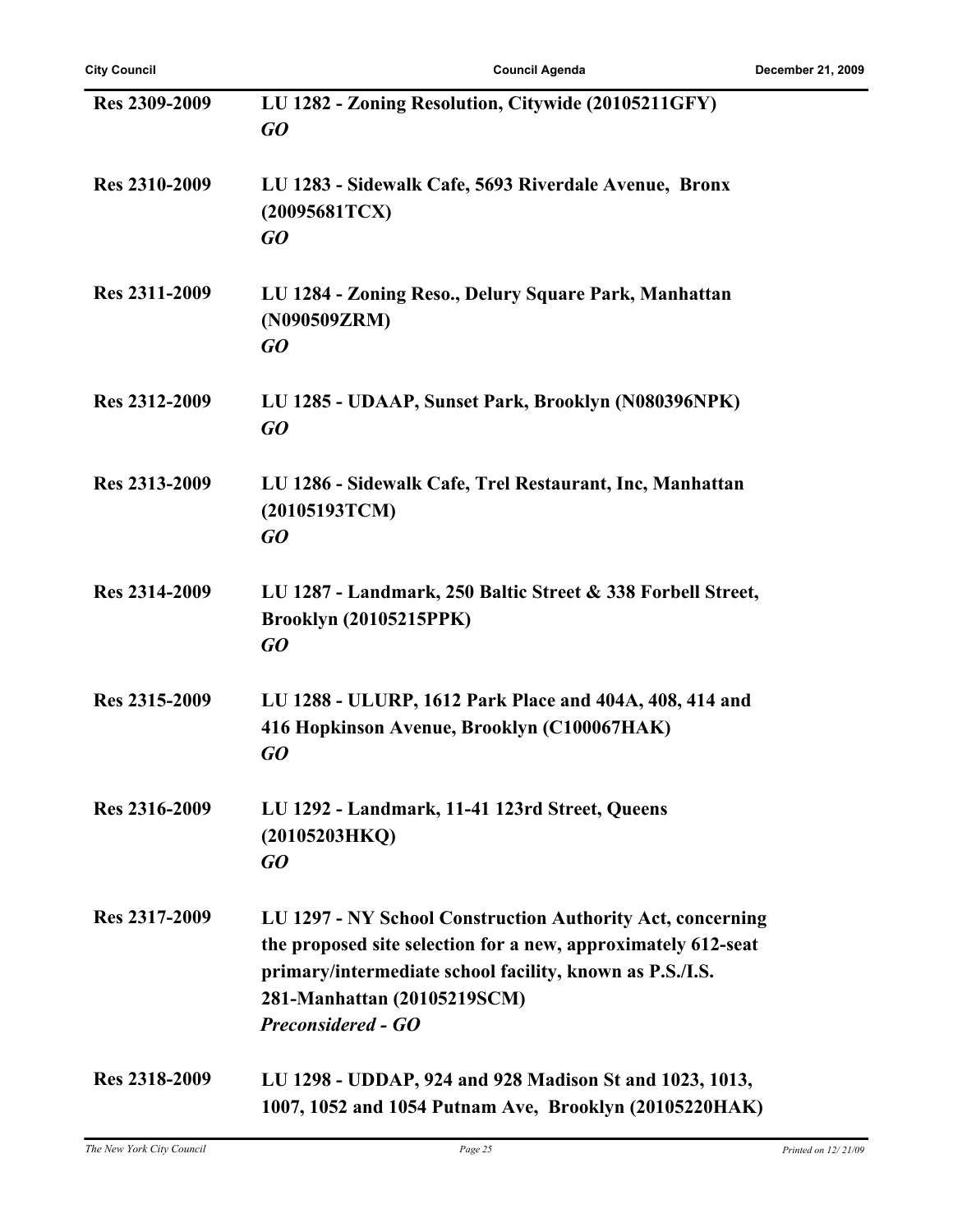**Res 2309-2009** **LU 1282 - Zoning Resolution, Citywide (20105211GFY)**
***GO***

**Res 2310-2009** **LU 1283 - Sidewalk Cafe, 5693 Riverdale Avenue, Bronx (20095681TCX)**
***GO***

**Res 2311-2009** **LU 1284 - Zoning Reso., Delury Square Park, Manhattan (N090509ZRM)**
***GO***

**Res 2312-2009** **LU 1285 - UDAAP, Sunset Park, Brooklyn (N080396NPK)**
***GO***

**Res 2313-2009** **LU 1286 - Sidewalk Cafe, Trel Restaurant, Inc, Manhattan (20105193TCM)**
***GO***

**Res 2314-2009** **LU 1287 - Landmark, 250 Baltic Street & 338 Forbell Street, Brooklyn (20105215PPK)**
***GO***

**Res 2315-2009** **LU 1288 - ULURP, 1612 Park Place and 404A, 408, 414 and 416 Hopkinson Avenue, Brooklyn (C100067HAK)**
***GO***

**Res 2316-2009** **LU 1292 - Landmark, 11-41 123rd Street, Queens (20105203HKQ)**
***GO***

**Res 2317-2009** **LU 1297 - NY School Construction Authority Act, concerning the proposed site selection for a new, approximately 612-seat primary/intermediate school facility, known as P.S./I.S. 281-Manhattan (20105219SCM)**
***Preconsidered - GO***

**Res 2318-2009** **LU 1298 - UDDAP, 924 and 928 Madison St and 1023, 1013, 1007, 1052 and 1054 Putnam Ave, Brooklyn (20105220HAK)**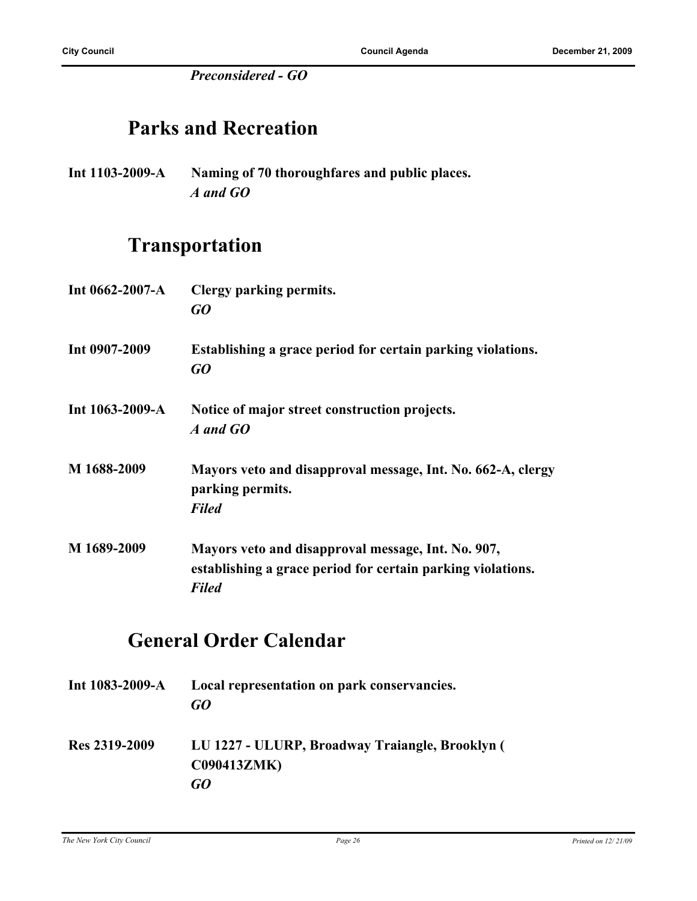*Preconsidered - GO*

## Parks and Recreation

**Int 1103-2009-A** **Naming of 70 thoroughfares and public places.**
*A and GO*

## Transportation

**Int 0662-2007-A** **Clergy parking permits.**
*GO*

**Int 0907-2009** **Establishing a grace period for certain parking violations.**
*GO*

**Int 1063-2009-A** **Notice of major street construction projects.**
*A and GO*

**M 1688-2009** **Mayors veto and disapproval message, Int. No. 662-A, clergy parking permits.**
*Filed*

**M 1689-2009** **Mayors veto and disapproval message, Int. No. 907, establishing a grace period for certain parking violations.**
*Filed*

## General Order Calendar

**Int 1083-2009-A** **Local representation on park conservancies.**
*GO*

**Res 2319-2009** **LU 1227 - ULURP, Broadway Traiangle, Brooklyn ( C090413ZMK)**
*GO*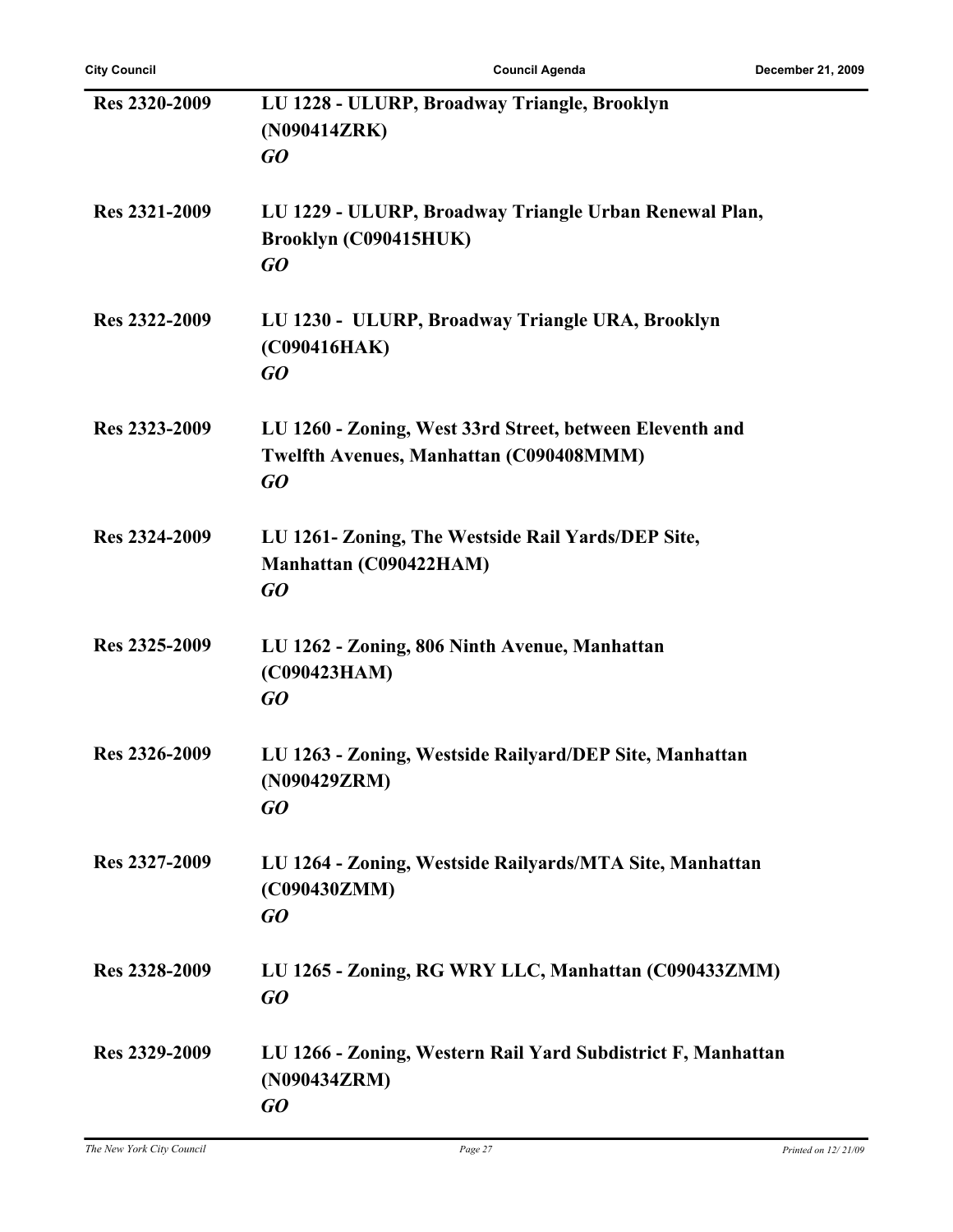| | |
|---|---|
| **Res 2320-2009** | **LU 1228 - ULURP, Broadway Triangle, Brooklyn (N090414ZRK)**<br>***GO*** |
| **Res 2321-2009** | **LU 1229 - ULURP, Broadway Triangle Urban Renewal Plan, Brooklyn (C090415HUK)**<br>***GO*** |
| **Res 2322-2009** | **LU 1230 - ULURP, Broadway Triangle URA, Brooklyn (C090416HAK)**<br>***GO*** |
| **Res 2323-2009** | **LU 1260 - Zoning, West 33rd Street, between Eleventh and Twelfth Avenues, Manhattan (C090408MMM)**<br>***GO*** |
| **Res 2324-2009** | **LU 1261- Zoning, The Westside Rail Yards/DEP Site, Manhattan (C090422HAM)**<br>***GO*** |
| **Res 2325-2009** | **LU 1262 - Zoning, 806 Ninth Avenue, Manhattan (C090423HAM)**<br>***GO*** |
| **Res 2326-2009** | **LU 1263 - Zoning, Westside Railyard/DEP Site, Manhattan (N090429ZRM)**<br>***GO*** |
| **Res 2327-2009** | **LU 1264 - Zoning, Westside Railyards/MTA Site, Manhattan (C090430ZMM)**<br>***GO*** |
| **Res 2328-2009** | **LU 1265 - Zoning, RG WRY LLC, Manhattan (C090433ZMM)**<br>***GO*** |
| **Res 2329-2009** | **LU 1266 - Zoning, Western Rail Yard Subdistrict F, Manhattan (N090434ZRM)**<br>***GO*** |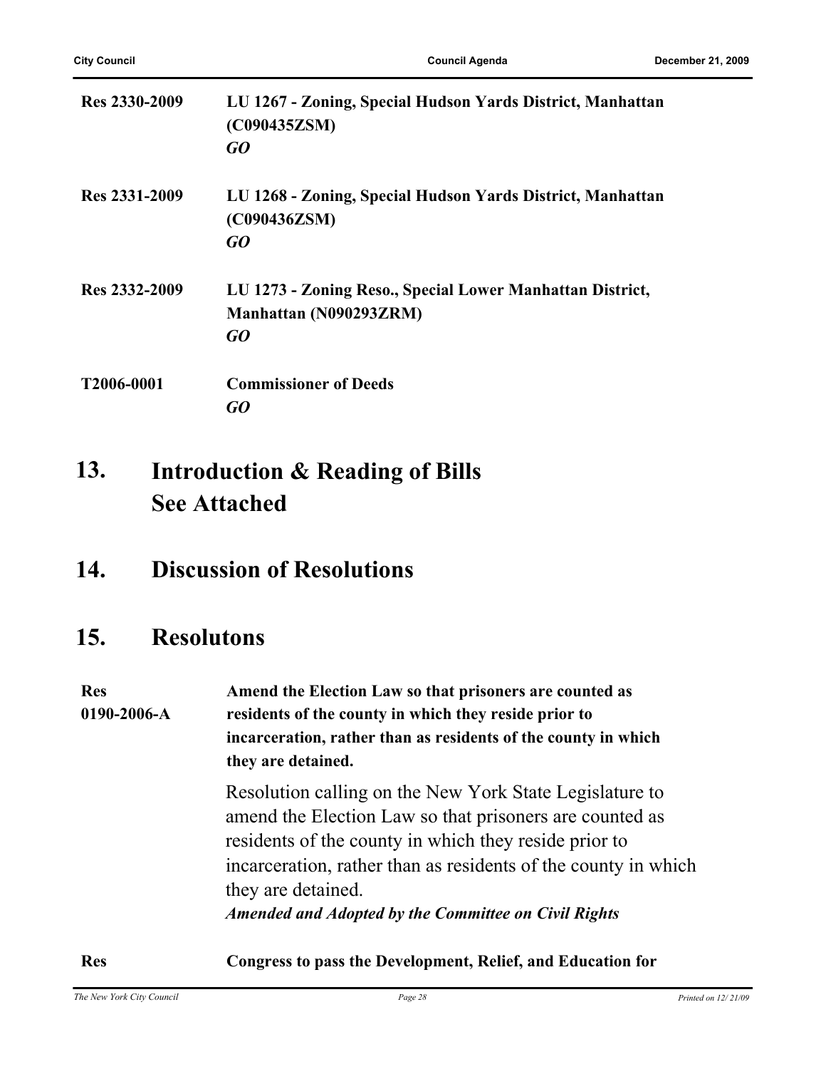**Res 2330-2009** — **LU 1267 - Zoning, Special Hudson Yards District, Manhattan (C090435ZSM)**
***GO***

**Res 2331-2009** — **LU 1268 - Zoning, Special Hudson Yards District, Manhattan (C090436ZSM)**
***GO***

**Res 2332-2009** — **LU 1273 - Zoning Reso., Special Lower Manhattan District, Manhattan (N090293ZRM)**
***GO***

**T2006-0001** — **Commissioner of Deeds**
***GO***

## 13. Introduction & Reading of Bills
## See Attached

## 14. Discussion of Resolutions

## 15. Resolutons

**Res 0190-2006-A** — **Amend the Election Law so that prisoners are counted as residents of the county in which they reside prior to incarceration, rather than as residents of the county in which they are detained.**

Resolution calling on the New York State Legislature to amend the Election Law so that prisoners are counted as residents of the county in which they reside prior to incarceration, rather than as residents of the county in which they are detained.
***Amended and Adopted by the Committee on Civil Rights***

**Res** — **Congress to pass the Development, Relief, and Education for**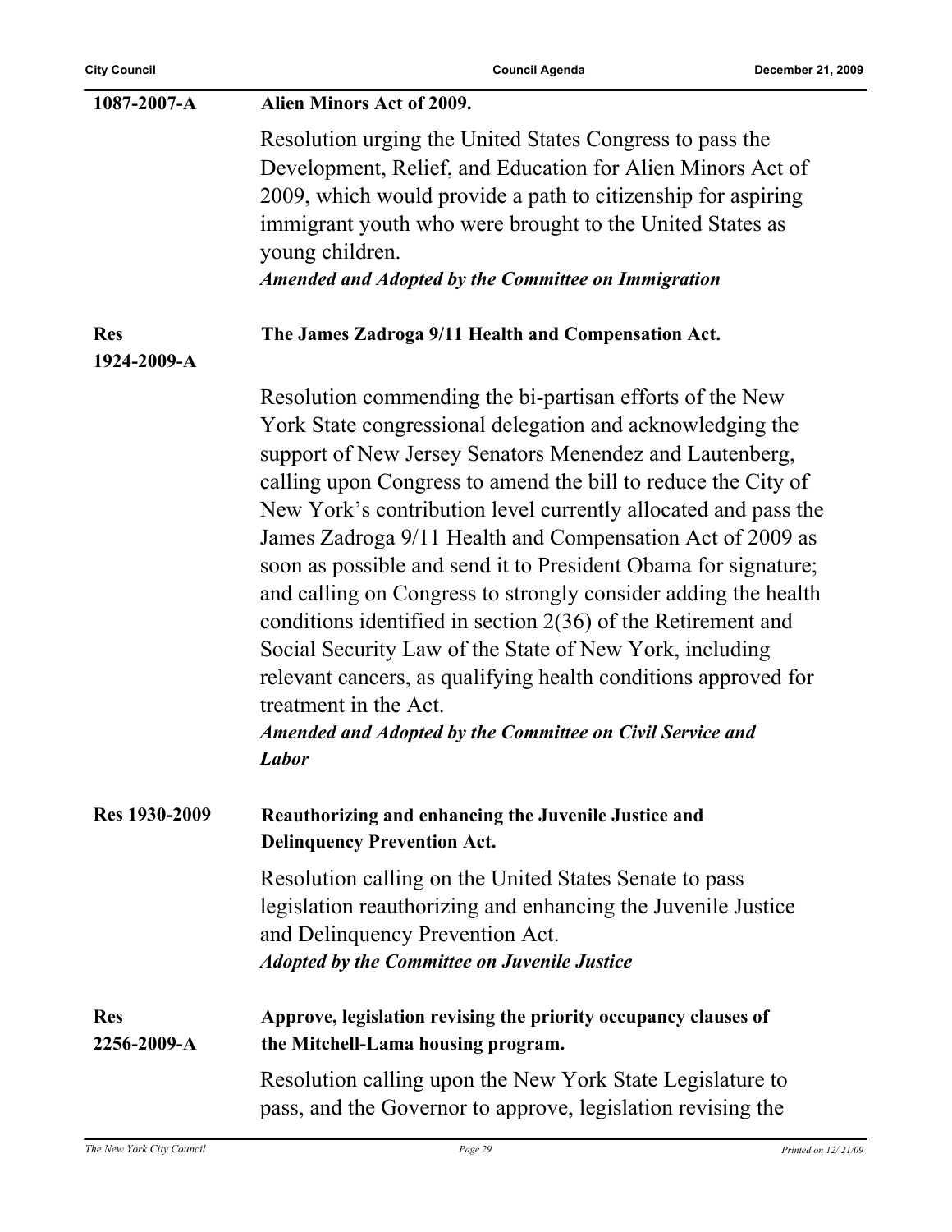| | |
|---|---|
| **1087-2007-A** | **Alien Minors Act of 2009.** |
| | Resolution urging the United States Congress to pass the Development, Relief, and Education for Alien Minors Act of 2009, which would provide a path to citizenship for aspiring immigrant youth who were brought to the United States as young children.<br>***Amended and Adopted by the Committee on Immigration*** |
| **Res 1924-2009-A** | **The James Zadroga 9/11 Health and Compensation Act.** |
| | Resolution commending the bi-partisan efforts of the New York State congressional delegation and acknowledging the support of New Jersey Senators Menendez and Lautenberg, calling upon Congress to amend the bill to reduce the City of New York's contribution level currently allocated and pass the James Zadroga 9/11 Health and Compensation Act of 2009 as soon as possible and send it to President Obama for signature; and calling on Congress to strongly consider adding the health conditions identified in section 2(36) of the Retirement and Social Security Law of the State of New York, including relevant cancers, as qualifying health conditions approved for treatment in the Act.<br>***Amended and Adopted by the Committee on Civil Service and Labor*** |
| **Res 1930-2009** | **Reauthorizing and enhancing the Juvenile Justice and Delinquency Prevention Act.** |
| | Resolution calling on the United States Senate to pass legislation reauthorizing and enhancing the Juvenile Justice and Delinquency Prevention Act.<br>***Adopted by the Committee on Juvenile Justice*** |
| **Res 2256-2009-A** | **Approve, legislation revising the priority occupancy clauses of the Mitchell-Lama housing program.** |
| | Resolution calling upon the New York State Legislature to pass, and the Governor to approve, legislation revising the |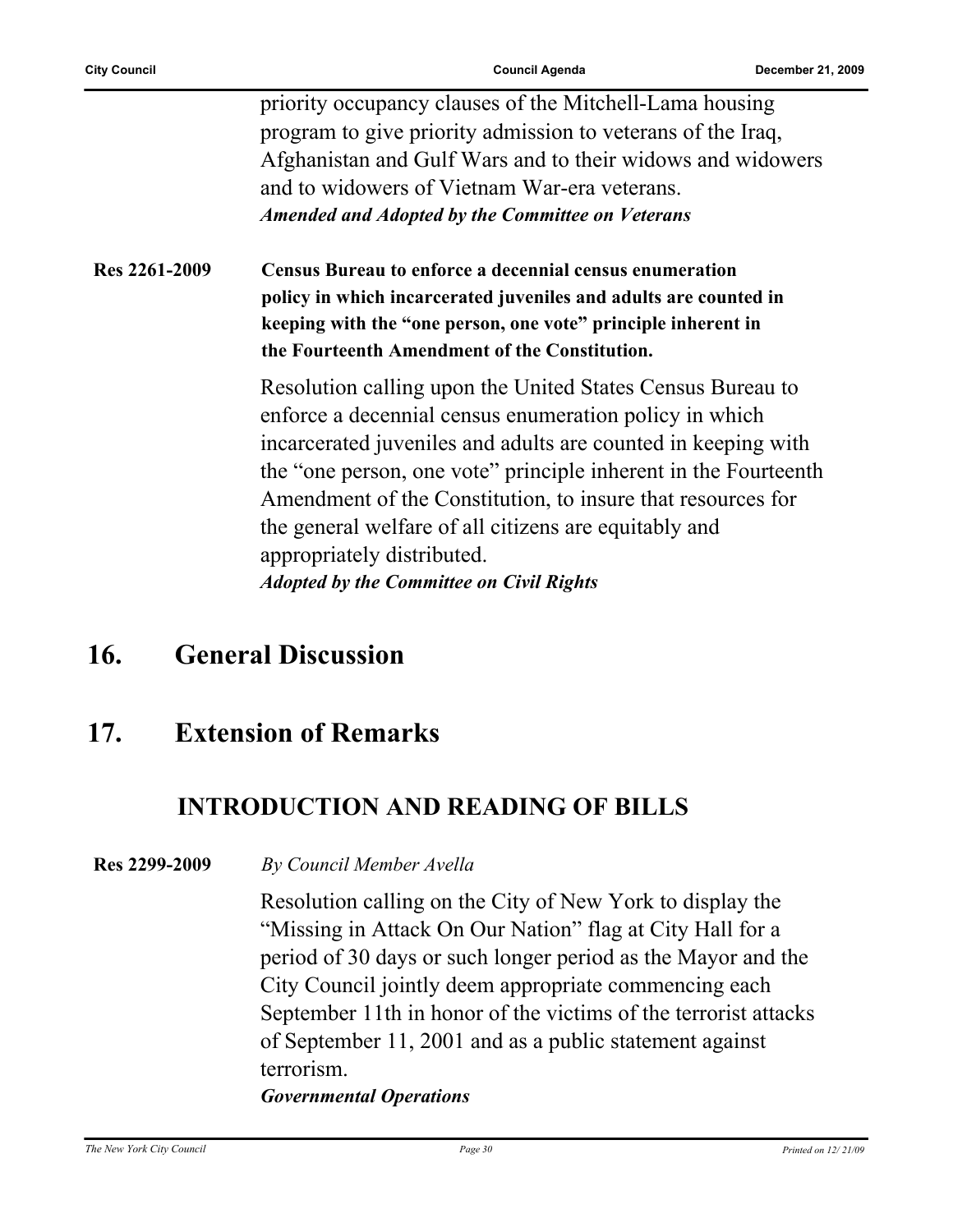priority occupancy clauses of the Mitchell-Lama housing program to give priority admission to veterans of the Iraq, Afghanistan and Gulf Wars and to their widows and widowers and to widowers of Vietnam War-era veterans.

***Amended and Adopted by the Committee on Veterans***

**Res 2261-2009** **Census Bureau to enforce a decennial census enumeration policy in which incarcerated juveniles and adults are counted in keeping with the "one person, one vote" principle inherent in the Fourteenth Amendment of the Constitution.**

Resolution calling upon the United States Census Bureau to enforce a decennial census enumeration policy in which incarcerated juveniles and adults are counted in keeping with the "one person, one vote" principle inherent in the Fourteenth Amendment of the Constitution, to insure that resources for the general welfare of all citizens are equitably and appropriately distributed.

***Adopted by the Committee on Civil Rights***

## 16. General Discussion

## 17. Extension of Remarks

### INTRODUCTION AND READING OF BILLS

**Res 2299-2009** *By Council Member Avella*

Resolution calling on the City of New York to display the "Missing in Attack On Our Nation" flag at City Hall for a period of 30 days or such longer period as the Mayor and the City Council jointly deem appropriate commencing each September 11th in honor of the victims of the terrorist attacks of September 11, 2001 and as a public statement against terrorism.

***Governmental Operations***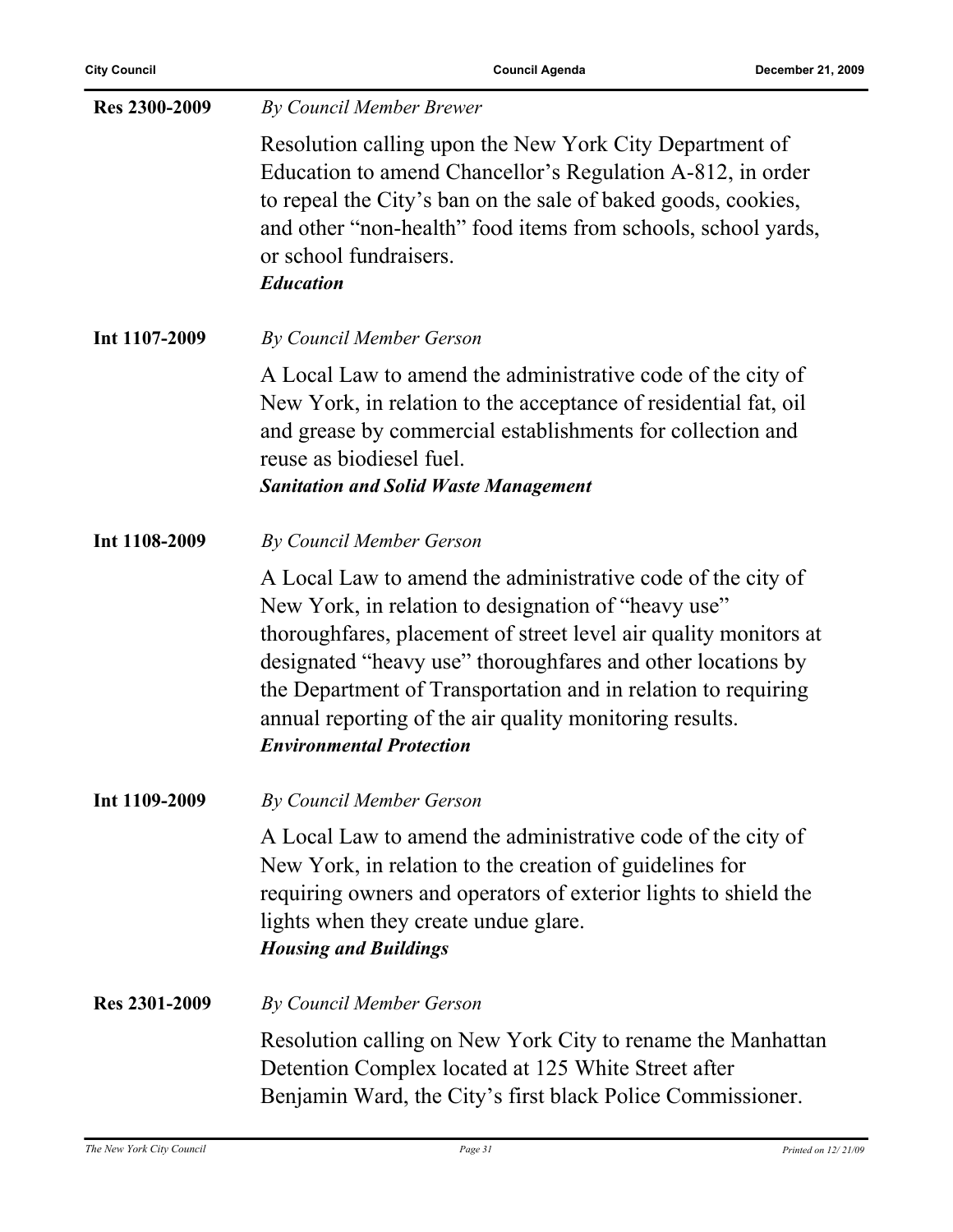**Res 2300-2009** *By Council Member Brewer*

Resolution calling upon the New York City Department of Education to amend Chancellor's Regulation A-812, in order to repeal the City's ban on the sale of baked goods, cookies, and other "non-health" food items from schools, school yards, or school fundraisers.

***Education***

**Int 1107-2009** *By Council Member Gerson*

A Local Law to amend the administrative code of the city of New York, in relation to the acceptance of residential fat, oil and grease by commercial establishments for collection and reuse as biodiesel fuel.

***Sanitation and Solid Waste Management***

**Int 1108-2009** *By Council Member Gerson*

A Local Law to amend the administrative code of the city of New York, in relation to designation of "heavy use" thoroughfares, placement of street level air quality monitors at designated "heavy use" thoroughfares and other locations by the Department of Transportation and in relation to requiring annual reporting of the air quality monitoring results.

***Environmental Protection***

**Int 1109-2009** *By Council Member Gerson*

A Local Law to amend the administrative code of the city of New York, in relation to the creation of guidelines for requiring owners and operators of exterior lights to shield the lights when they create undue glare.

***Housing and Buildings***

**Res 2301-2009** *By Council Member Gerson*

Resolution calling on New York City to rename the Manhattan Detention Complex located at 125 White Street after Benjamin Ward, the City's first black Police Commissioner.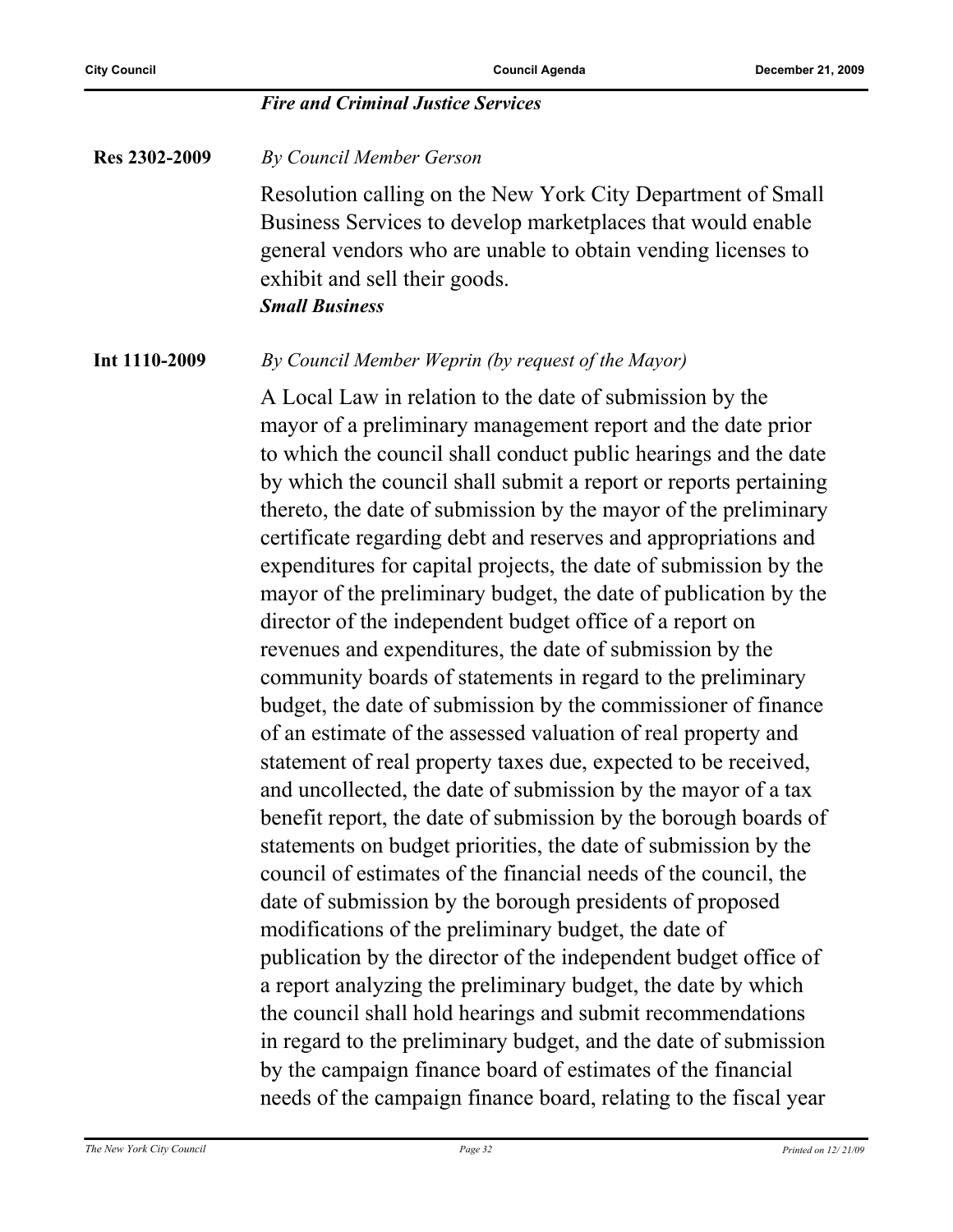***Fire and Criminal Justice Services***

**Res 2302-2009** *By Council Member Gerson*

Resolution calling on the New York City Department of Small Business Services to develop marketplaces that would enable general vendors who are unable to obtain vending licenses to exhibit and sell their goods.
***Small Business***

**Int 1110-2009** *By Council Member Weprin (by request of the Mayor)*

A Local Law in relation to the date of submission by the mayor of a preliminary management report and the date prior to which the council shall conduct public hearings and the date by which the council shall submit a report or reports pertaining thereto, the date of submission by the mayor of the preliminary certificate regarding debt and reserves and appropriations and expenditures for capital projects, the date of submission by the mayor of the preliminary budget, the date of publication by the director of the independent budget office of a report on revenues and expenditures, the date of submission by the community boards of statements in regard to the preliminary budget, the date of submission by the commissioner of finance of an estimate of the assessed valuation of real property and statement of real property taxes due, expected to be received, and uncollected, the date of submission by the mayor of a tax benefit report, the date of submission by the borough boards of statements on budget priorities, the date of submission by the council of estimates of the financial needs of the council, the date of submission by the borough presidents of proposed modifications of the preliminary budget, the date of publication by the director of the independent budget office of a report analyzing the preliminary budget, the date by which the council shall hold hearings and submit recommendations in regard to the preliminary budget, and the date of submission by the campaign finance board of estimates of the financial needs of the campaign finance board, relating to the fiscal year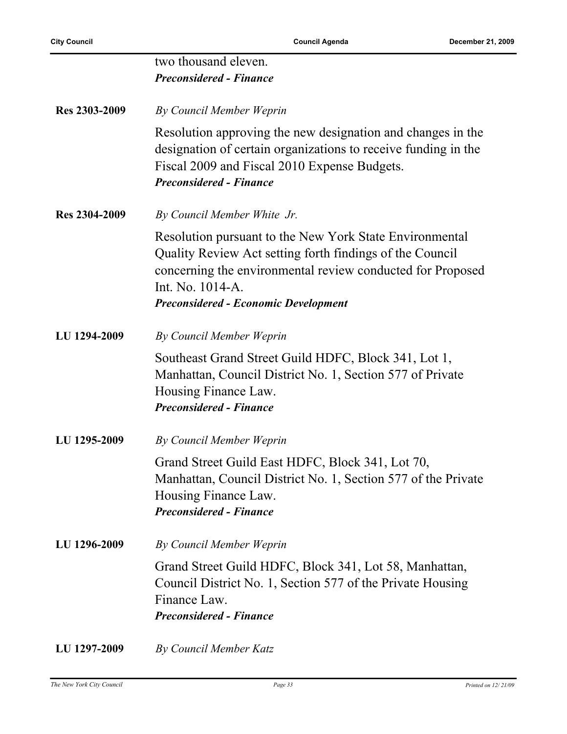two thousand eleven.
***Preconsidered - Finance***

**Res 2303-2009** *By Council Member Weprin*

Resolution approving the new designation and changes in the designation of certain organizations to receive funding in the Fiscal 2009 and Fiscal 2010 Expense Budgets.
***Preconsidered - Finance***

**Res 2304-2009** *By Council Member White Jr.*

Resolution pursuant to the New York State Environmental Quality Review Act setting forth findings of the Council concerning the environmental review conducted for Proposed Int. No. 1014-A.
***Preconsidered - Economic Development***

**LU 1294-2009** *By Council Member Weprin*

Southeast Grand Street Guild HDFC, Block 341, Lot 1, Manhattan, Council District No. 1, Section 577 of Private Housing Finance Law.
***Preconsidered - Finance***

**LU 1295-2009** *By Council Member Weprin*

Grand Street Guild East HDFC, Block 341, Lot 70, Manhattan, Council District No. 1, Section 577 of the Private Housing Finance Law.
***Preconsidered - Finance***

**LU 1296-2009** *By Council Member Weprin*

Grand Street Guild HDFC, Block 341, Lot 58, Manhattan, Council District No. 1, Section 577 of the Private Housing Finance Law.
***Preconsidered - Finance***

**LU 1297-2009** *By Council Member Katz*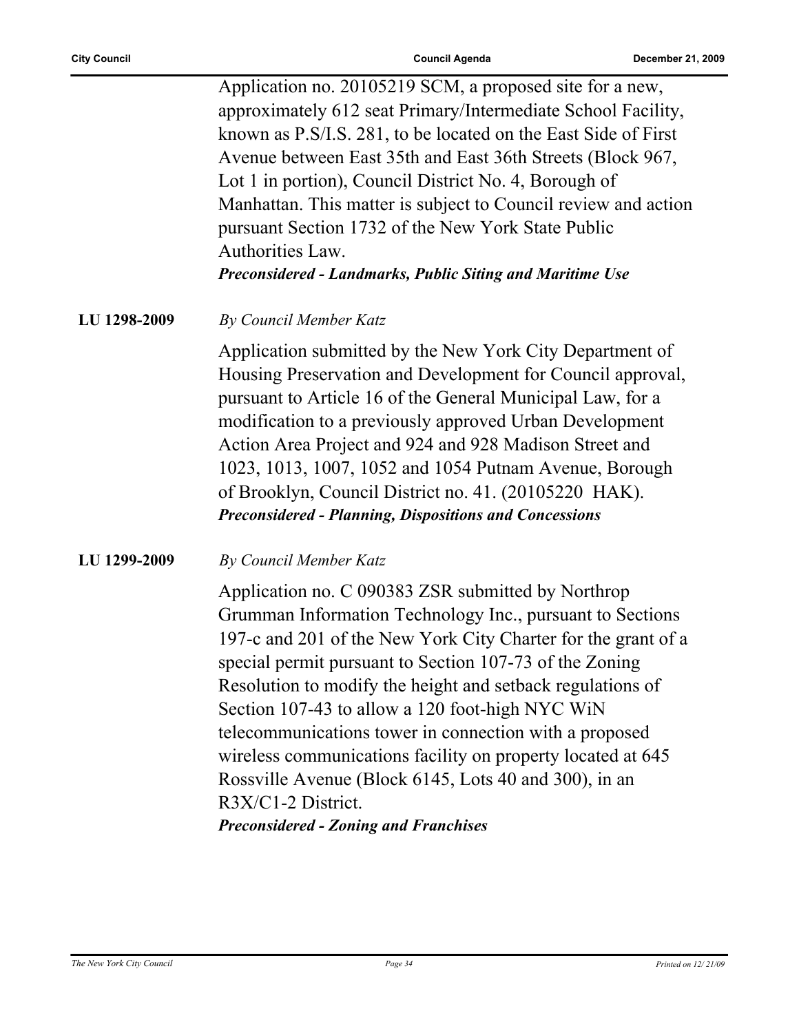Application no. 20105219 SCM, a proposed site for a new, approximately 612 seat Primary/Intermediate School Facility, known as P.S/I.S. 281, to be located on the East Side of First Avenue between East 35th and East 36th Streets (Block 967, Lot 1 in portion), Council District No. 4, Borough of Manhattan. This matter is subject to Council review and action pursuant Section 1732 of the New York State Public Authorities Law.

***Preconsidered - Landmarks, Public Siting and Maritime Use***

**LU 1298-2009** *By Council Member Katz*

Application submitted by the New York City Department of Housing Preservation and Development for Council approval, pursuant to Article 16 of the General Municipal Law, for a modification to a previously approved Urban Development Action Area Project and 924 and 928 Madison Street and 1023, 1013, 1007, 1052 and 1054 Putnam Avenue, Borough of Brooklyn, Council District no. 41. (20105220 HAK).

***Preconsidered - Planning, Dispositions and Concessions***

**LU 1299-2009** *By Council Member Katz*

Application no. C 090383 ZSR submitted by Northrop Grumman Information Technology Inc., pursuant to Sections 197-c and 201 of the New York City Charter for the grant of a special permit pursuant to Section 107-73 of the Zoning Resolution to modify the height and setback regulations of Section 107-43 to allow a 120 foot-high NYC WiN telecommunications tower in connection with a proposed wireless communications facility on property located at 645 Rossville Avenue (Block 6145, Lots 40 and 300), in an R3X/C1-2 District.

***Preconsidered - Zoning and Franchises***